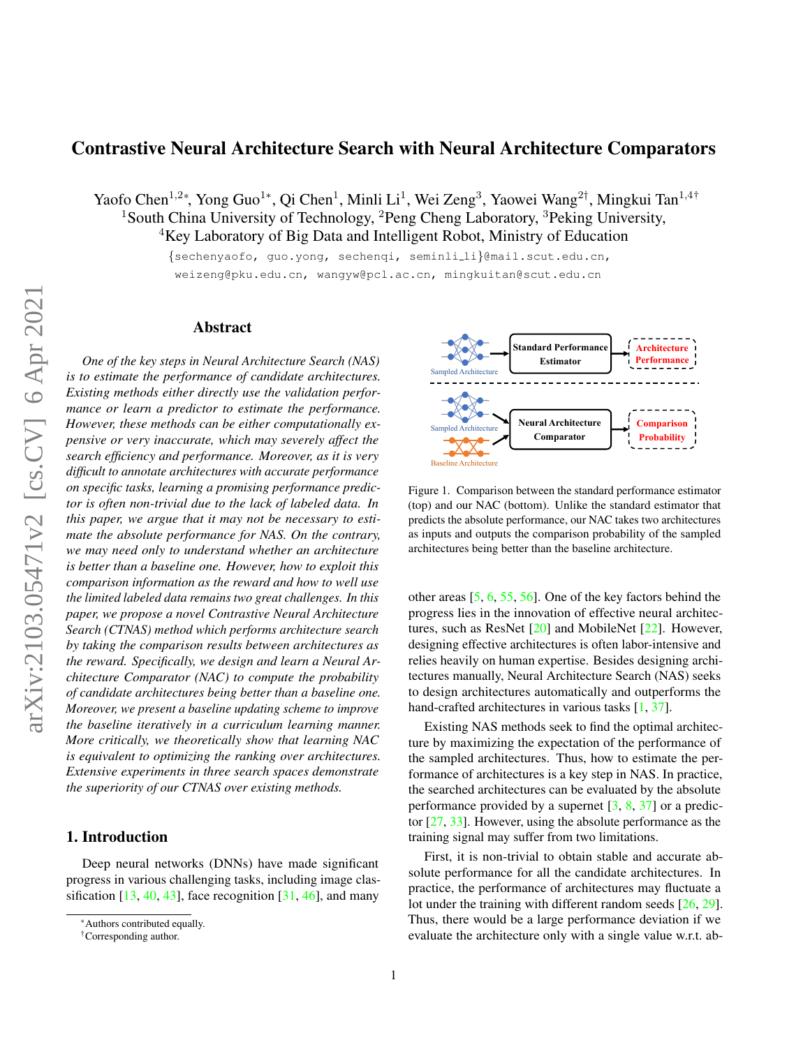# Contrastive Neural Architecture Search with Neural Architecture Comparators

Yaofo Chen[1,2*], Yong Guo[1*], Qi Chen[1], Minli Li[1], Wei Zeng[3], Yaowei Wang[2†], Mingkui Tan[1,4†]

[1]South China University of Technology, [2]Peng Cheng Laboratory, [3]Peking University,

[4]Key Laboratory of Big Data and Intelligent Robot, Ministry of Education

{sechenyaofo, guo.yong, sechenqi, seminli_li}@mail.scut.edu.cn, weizeng@pku.edu.cn, wangyw@pcl.ac.cn, mingkuitan@scut.edu.cn

## Abstract

*One of the key steps in Neural Architecture Search (NAS) is to estimate the performance of candidate architectures. Existing methods either directly use the validation performance or learn a predictor to estimate the performance. However, these methods can be either computationally expensive or very inaccurate, which may severely affect the search efficiency and performance. Moreover, as it is very difficult to annotate architectures with accurate performance on specific tasks, learning a promising performance predictor is often non-trivial due to the lack of labeled data. In this paper, we argue that it may not be necessary to estimate the absolute performance for NAS. On the contrary, we may need only to understand whether an architecture is better than a baseline one. However, how to exploit this comparison information as the reward and how to well use the limited labeled data remains two great challenges. In this paper, we propose a novel Contrastive Neural Architecture Search (CTNAS) method which performs architecture search by taking the comparison results between architectures as the reward. Specifically, we design and learn a Neural Architecture Comparator (NAC) to compute the probability of candidate architectures being better than a baseline one. Moreover, we present a baseline updating scheme to improve the baseline iteratively in a curriculum learning manner. More critically, we theoretically show that learning NAC is equivalent to optimizing the ranking over architectures. Extensive experiments in three search spaces demonstrate the superiority of our CTNAS over existing methods.*

## 1. Introduction

Deep neural networks (DNNs) have made significant progress in various challenging tasks, including image classification [13, 40, 43], face recognition [31, 46], and many other areas [5, 6, 55, 56]. One of the key factors behind the progress lies in the innovation of effective neural architectures, such as ResNet [20] and MobileNet [22]. However, designing effective architectures is often labor-intensive and relies heavily on human expertise. Besides designing architectures manually, Neural Architecture Search (NAS) seeks to design architectures automatically and outperforms the hand-crafted architectures in various tasks [1, 37].

Figure 1. Comparison between the standard performance estimator (top) and our NAC (bottom). Unlike the standard estimator that predicts the absolute performance, our NAC takes two architectures as inputs and outputs the comparison probability of the sampled architectures being better than the baseline architecture.

Existing NAS methods seek to find the optimal architecture by maximizing the expectation of the performance of the sampled architectures. Thus, how to estimate the performance of architectures is a key step in NAS. In practice, the searched architectures can be evaluated by the absolute performance provided by a supernet [3, 8, 37] or a predictor [27, 33]. However, using the absolute performance as the training signal may suffer from two limitations.

First, it is non-trivial to obtain stable and accurate absolute performance for all the candidate architectures. In practice, the performance of architectures may fluctuate a lot under the training with different random seeds [26, 29]. Thus, there would be a large performance deviation if we evaluate the architecture only with a single value w.r.t. ab-

[*]Authors contributed equally.
[†]Corresponding author.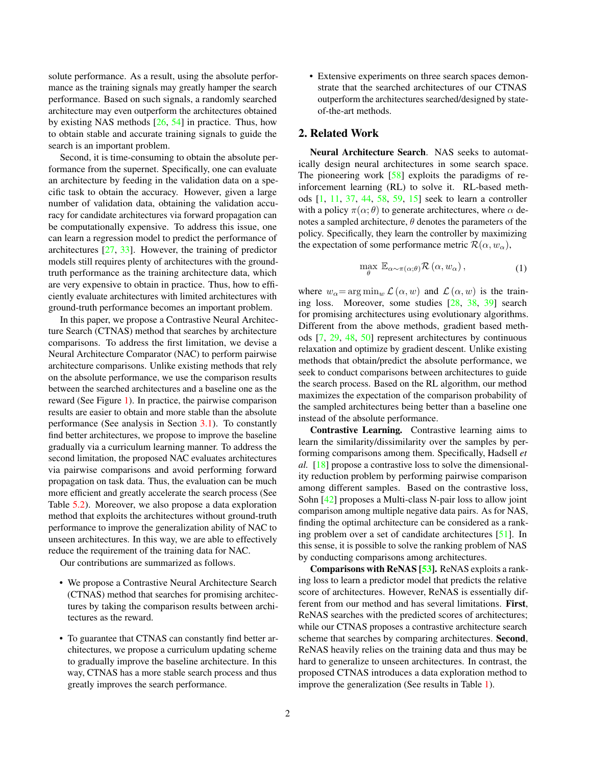solute performance. As a result, using the absolute performance as the training signals may greatly hamper the search performance. Based on such signals, a randomly searched architecture may even outperform the architectures obtained by existing NAS methods [26, 54] in practice. Thus, how to obtain stable and accurate training signals to guide the search is an important problem.

Second, it is time-consuming to obtain the absolute performance from the supernet. Specifically, one can evaluate an architecture by feeding in the validation data on a specific task to obtain the accuracy. However, given a large number of validation data, obtaining the validation accuracy for candidate architectures via forward propagation can be computationally expensive. To address this issue, one can learn a regression model to predict the performance of architectures [27, 33]. However, the training of predictor models still requires plenty of architectures with the ground-truth performance as the training architecture data, which are very expensive to obtain in practice. Thus, how to efficiently evaluate architectures with limited architectures with ground-truth performance becomes an important problem.

In this paper, we propose a Contrastive Neural Architecture Search (CTNAS) method that searches by architecture comparisons. To address the first limitation, we devise a Neural Architecture Comparator (NAC) to perform pairwise architecture comparisons. Unlike existing methods that rely on the absolute performance, we use the comparison results between the searched architectures and a baseline one as the reward (See Figure 1). In practice, the pairwise comparison results are easier to obtain and more stable than the absolute performance (See analysis in Section 3.1). To constantly find better architectures, we propose to improve the baseline gradually via a curriculum learning manner. To address the second limitation, the proposed NAC evaluates architectures via pairwise comparisons and avoid performing forward propagation on task data. Thus, the evaluation can be much more efficient and greatly accelerate the search process (See Table 5.2). Moreover, we also propose a data exploration method that exploits the architectures without ground-truth performance to improve the generalization ability of NAC to unseen architectures. In this way, we are able to effectively reduce the requirement of the training data for NAC.

Our contributions are summarized as follows.

- We propose a Contrastive Neural Architecture Search (CTNAS) method that searches for promising architectures by taking the comparison results between architectures as the reward.
- To guarantee that CTNAS can constantly find better architectures, we propose a curriculum updating scheme to gradually improve the baseline architecture. In this way, CTNAS has a more stable search process and thus greatly improves the search performance.
- Extensive experiments on three search spaces demonstrate that the searched architectures of our CTNAS outperform the architectures searched/designed by state-of-the-art methods.

## 2. Related Work

**Neural Architecture Search**. NAS seeks to automatically design neural architectures in some search space. The pioneering work [58] exploits the paradigms of reinforcement learning (RL) to solve it. RL-based methods [1, 11, 37, 44, 58, 59, 15] seek to learn a controller with a policy $\pi(\alpha;\theta)$ to generate architectures, where $\alpha$ denotes a sampled architecture, $\theta$ denotes the parameters of the policy. Specifically, they learn the controller by maximizing the expectation of some performance metric $\mathcal{R}(\alpha, w_\alpha)$,

$$\max_{\theta} \ \mathbb{E}_{\alpha\sim\pi(\alpha;\theta)}\mathcal{R}\left(\alpha, w_\alpha\right), \tag{1}$$

where $w_\alpha = \arg\min_w \mathcal{L}\left(\alpha, w\right)$ and $\mathcal{L}\left(\alpha, w\right)$ is the training loss. Moreover, some studies [28, 38, 39] search for promising architectures using evolutionary algorithms. Different from the above methods, gradient based methods [7, 29, 48, 50] represent architectures by continuous relaxation and optimize by gradient descent. Unlike existing methods that obtain/predict the absolute performance, we seek to conduct comparisons between architectures to guide the search process. Based on the RL algorithm, our method maximizes the expectation of the comparison probability of the sampled architectures being better than a baseline one instead of the absolute performance.

**Contrastive Learning.** Contrastive learning aims to learn the similarity/dissimilarity over the samples by performing comparisons among them. Specifically, Hadsell *et al.* [18] propose a contrastive loss to solve the dimensionality reduction problem by performing pairwise comparison among different samples. Based on the contrastive loss, Sohn [42] proposes a Multi-class N-pair loss to allow joint comparison among multiple negative data pairs. As for NAS, finding the optimal architecture can be considered as a ranking problem over a set of candidate architectures [51]. In this sense, it is possible to solve the ranking problem of NAS by conducting comparisons among architectures.

**Comparisons with ReNAS [53].** ReNAS exploits a ranking loss to learn a predictor model that predicts the relative score of architectures. However, ReNAS is essentially different from our method and has several limitations. **First**, ReNAS searches with the predicted scores of architectures; while our CTNAS proposes a contrastive architecture search scheme that searches by comparing architectures. **Second**, ReNAS heavily relies on the training data and thus may be hard to generalize to unseen architectures. In contrast, the proposed CTNAS introduces a data exploration method to improve the generalization (See results in Table 1).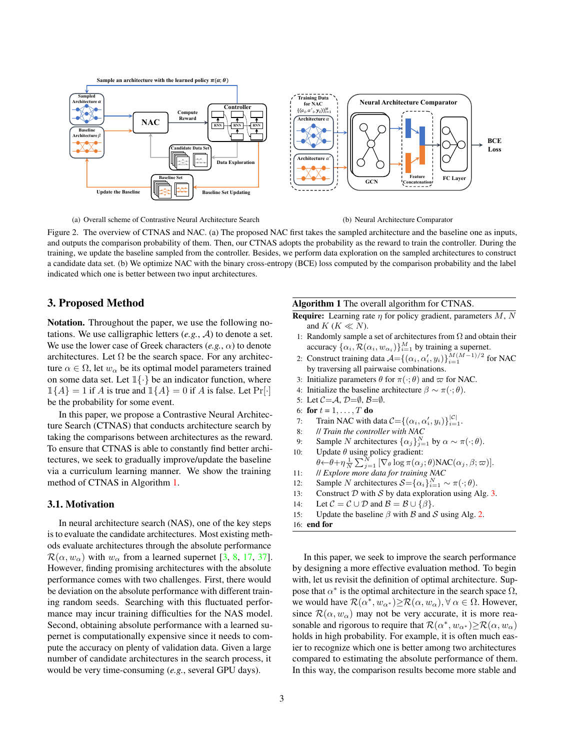(a) Overall scheme of Contrastive Neural Architecture Search

(b) Neural Architecture Comparator

Figure 2. The overview of CTNAS and NAC. (a) The proposed NAC first takes the sampled architecture and the baseline one as inputs, and outputs the comparison probability of them. Then, our CTNAS adopts the probability as the reward to train the controller. During the training, we update the baseline sampled from the controller. Besides, we perform data exploration on the sampled architectures to construct a candidate data set. (b) We optimize NAC with the binary cross-entropy (BCE) loss computed by the comparison probability and the label indicated which one is better between two input architectures.

## 3. Proposed Method

**Notation.** Throughout the paper, we use the following notations. We use calligraphic letters (*e.g.*, $\mathcal{A}$) to denote a set. We use the lower case of Greek characters (*e.g.*, $\alpha$) to denote architectures. Let $\Omega$ be the search space. For any architecture $\alpha \in \Omega$, let $w_\alpha$ be its optimal model parameters trained on some data set. Let $\mathbb{1}\{\cdot\}$ be an indicator function, where $\mathbb{1}\{A\} = 1$ if $A$ is true and $\mathbb{1}\{A\} = 0$ if $A$ is false. Let $\Pr[\cdot]$ be the probability for some event.

In this paper, we propose a Contrastive Neural Architecture Search (CTNAS) that conducts architecture search by taking the comparisons between architectures as the reward. To ensure that CTNAS is able to constantly find better architectures, we seek to gradually improve/update the baseline via a curriculum learning manner. We show the training method of CTNAS in Algorithm 1.

### 3.1. Motivation

In neural architecture search (NAS), one of the key steps is to evaluate the candidate architectures. Most existing methods evaluate architectures through the absolute performance $\mathcal{R}(\alpha, w_\alpha)$ with $w_\alpha$ from a learned supernet [3, 8, 17, 37]. However, finding promising architectures with the absolute performance comes with two challenges. First, there would be deviation on the absolute performance with different training random seeds. Searching with this fluctuated performance may incur training difficulties for the NAS model. Second, obtaining absolute performance with a learned supernet is computationally expensive since it needs to compute the accuracy on plenty of validation data. Given a large number of candidate architectures in the search process, it would be very time-consuming (*e.g.*, several GPU days).

**Algorithm 1** The overall algorithm for CTNAS.

**Require:** Learning rate $\eta$ for policy gradient, parameters $M$, $N$ and $K$ ($K \ll N$).
1: Randomly sample a set of architectures from $\Omega$ and obtain their accuracy $\{\alpha_i, \mathcal{R}(\alpha_i, w_{\alpha_i})\}_{i=1}^{M}$ by training a supernet.
2: Construct training data $\mathcal{A}=\{(\alpha_i, \alpha_i', y_i)\}_{i=1}^{M(M-1)/2}$ for NAC by traversing all pairwise combinations.
3: Initialize parameters $\theta$ for $\pi(\cdot;\theta)$ and $\varpi$ for NAC.
4: Initialize the baseline architecture $\beta \sim \pi(\cdot;\theta)$.
5: Let $\mathcal{C}=\mathcal{A}$, $\mathcal{D}=\emptyset$, $\mathcal{B}=\emptyset$.
6: **for** $t = 1, \ldots, T$ **do**
7: Train NAC with data $\mathcal{C}=\{(\alpha_i, \alpha_i', y_i)\}_{i=1}^{|\mathcal{C}|}$.
8: *// Train the controller with NAC*
9: Sample $N$ architectures $\{\alpha_j\}_{j=1}^{N}$ by $\alpha \sim \pi(\cdot;\theta)$.
10: Update $\theta$ using policy gradient:
$\theta \leftarrow \theta + \eta \frac{1}{N} \sum_{j=1}^{N} [\nabla_\theta \log \pi(\alpha_j;\theta) \text{NAC}(\alpha_j, \beta; \varpi)]$.
11: *// Explore more data for training NAC*
12: Sample $N$ architectures $\mathcal{S}=\{\alpha_i\}_{i=1}^{N} \sim \pi(\cdot;\theta)$.
13: Construct $\mathcal{D}$ with $\mathcal{S}$ by data exploration using Alg. 3.
14: Let $\mathcal{C} = \mathcal{C} \cup \mathcal{D}$ and $\mathcal{B} = \mathcal{B} \cup \{\beta\}$.
15: Update the baseline $\beta$ with $\mathcal{B}$ and $\mathcal{S}$ using Alg. 2.
16: **end for**

In this paper, we seek to improve the search performance by designing a more effective evaluation method. To begin with, let us revisit the definition of optimal architecture. Suppose that $\alpha^*$ is the optimal architecture in the search space $\Omega$, we would have $\mathcal{R}(\alpha^*, w_{\alpha^*}) \geq \mathcal{R}(\alpha, w_\alpha), \forall\, \alpha \in \Omega$. However, since $\mathcal{R}(\alpha, w_\alpha)$ may not be very accurate, it is more reasonable and rigorous to require that $\mathcal{R}(\alpha^*, w_{\alpha^*}) \geq \mathcal{R}(\alpha, w_\alpha)$ holds in high probability. For example, it is often much easier to recognize which one is better among two architectures compared to estimating the absolute performance of them. In this way, the comparison results become more stable and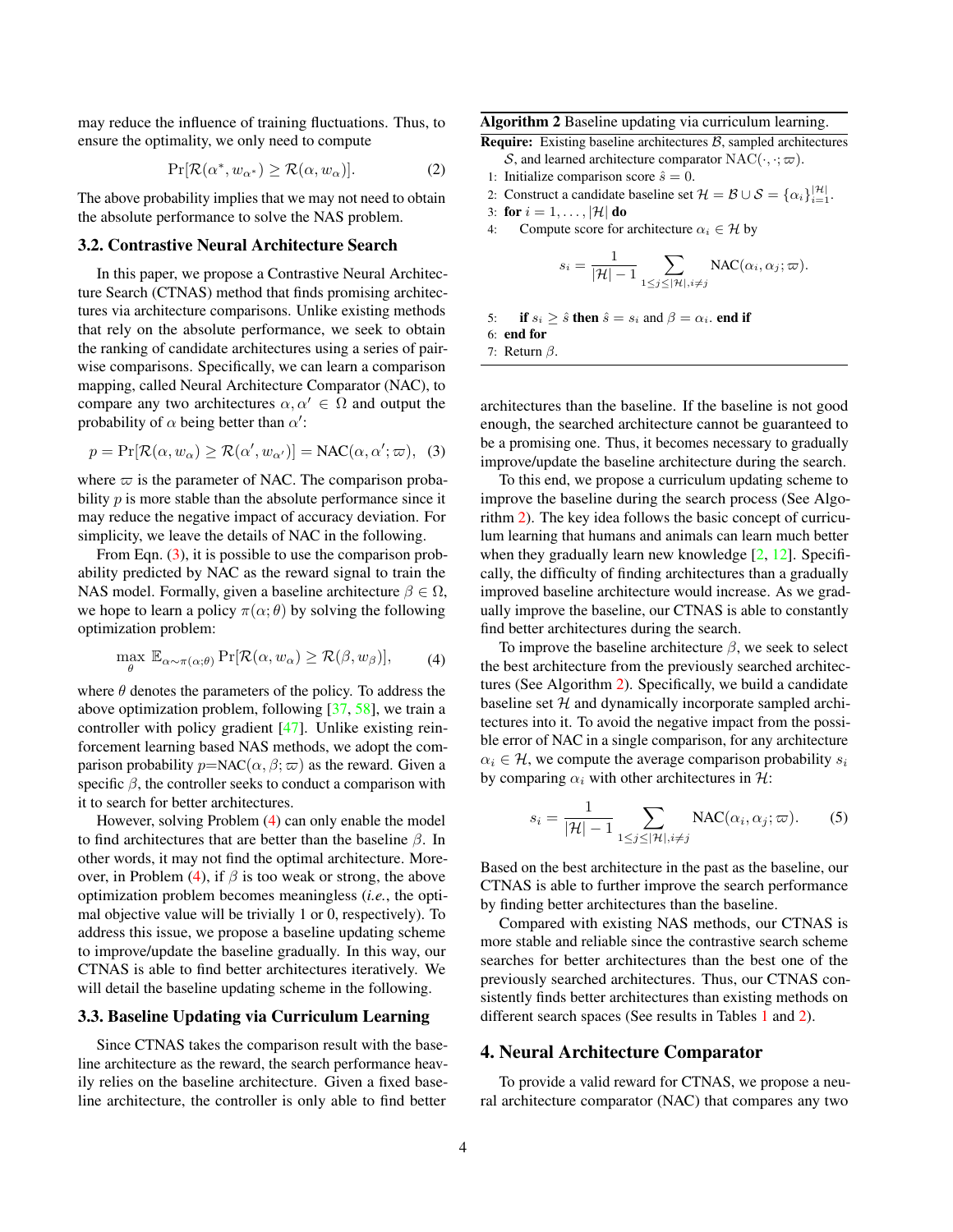may reduce the influence of training fluctuations. Thus, to ensure the optimality, we only need to compute

$$\Pr[\mathcal{R}(\alpha^*, w_{\alpha^*}) \geq \mathcal{R}(\alpha, w_\alpha)]. \tag{2}$$

The above probability implies that we may not need to obtain the absolute performance to solve the NAS problem.

### 3.2. Contrastive Neural Architecture Search

In this paper, we propose a Contrastive Neural Architecture Search (CTNAS) method that finds promising architectures via architecture comparisons. Unlike existing methods that rely on the absolute performance, we seek to obtain the ranking of candidate architectures using a series of pairwise comparisons. Specifically, we can learn a comparison mapping, called Neural Architecture Comparator (NAC), to compare any two architectures $\alpha, \alpha' \in \Omega$ and output the probability of $\alpha$ being better than $\alpha'$:

$$p = \Pr[\mathcal{R}(\alpha, w_\alpha) \geq \mathcal{R}(\alpha', w_{\alpha'})] = \text{NAC}(\alpha, \alpha'; \varpi), \tag{3}$$

where $\varpi$ is the parameter of NAC. The comparison probability $p$ is more stable than the absolute performance since it may reduce the negative impact of accuracy deviation. For simplicity, we leave the details of NAC in the following.

From Eqn. (3), it is possible to use the comparison probability predicted by NAC as the reward signal to train the NAS model. Formally, given a baseline architecture $\beta \in \Omega$, we hope to learn a policy $\pi(\alpha; \theta)$ by solving the following optimization problem:

$$\max_{\theta} \; \mathbb{E}_{\alpha \sim \pi(\alpha;\theta)} \Pr[\mathcal{R}(\alpha, w_\alpha) \geq \mathcal{R}(\beta, w_\beta)], \tag{4}$$

where $\theta$ denotes the parameters of the policy. To address the above optimization problem, following [37, 58], we train a controller with policy gradient [47]. Unlike existing reinforcement learning based NAS methods, we adopt the comparison probability $p$=NAC$(\alpha, \beta; \varpi)$ as the reward. Given a specific $\beta$, the controller seeks to conduct a comparison with it to search for better architectures.

However, solving Problem (4) can only enable the model to find architectures that are better than the baseline $\beta$. In other words, it may not find the optimal architecture. Moreover, in Problem (4), if $\beta$ is too weak or strong, the above optimization problem becomes meaningless (*i.e.*, the optimal objective value will be trivially 1 or 0, respectively). To address this issue, we propose a baseline updating scheme to improve/update the baseline gradually. In this way, our CTNAS is able to find better architectures iteratively. We will detail the baseline updating scheme in the following.

### 3.3. Baseline Updating via Curriculum Learning

Since CTNAS takes the comparison result with the baseline architecture as the reward, the search performance heavily relies on the baseline architecture. Given a fixed baseline architecture, the controller is only able to find better architectures than the baseline. If the baseline is not good enough, the searched architecture cannot be guaranteed to be a promising one. Thus, it becomes necessary to gradually improve/update the baseline architecture during the search.

**Algorithm 2** Baseline updating via curriculum learning.

**Require:** Existing baseline architectures $\mathcal{B}$, sampled architectures $\mathcal{S}$, and learned architecture comparator NAC$(\cdot, \cdot; \varpi)$.

1: Initialize comparison score $\hat{s} = 0$.
2: Construct a candidate baseline set $\mathcal{H} = \mathcal{B} \cup \mathcal{S} = \{\alpha_i\}_{i=1}^{|\mathcal{H}|}$.
3: **for** $i = 1, \ldots, |\mathcal{H}|$ **do**
4: Compute score for architecture $\alpha_i \in \mathcal{H}$ by

$$s_i = \frac{1}{|\mathcal{H}| - 1} \sum_{1 \leq j \leq |\mathcal{H}|, i \neq j} \text{NAC}(\alpha_i, \alpha_j; \varpi).$$

5: **if** $s_i \geq \hat{s}$ **then** $\hat{s} = s_i$ and $\beta = \alpha_i$. **end if**
6: **end for**
7: Return $\beta$.

To this end, we propose a curriculum updating scheme to improve the baseline during the search process (See Algorithm 2). The key idea follows the basic concept of curriculum learning that humans and animals can learn much better when they gradually learn new knowledge [2, 12]. Specifically, the difficulty of finding architectures than a gradually improved baseline architecture would increase. As we gradually improve the baseline, our CTNAS is able to constantly find better architectures during the search.

To improve the baseline architecture $\beta$, we seek to select the best architecture from the previously searched architectures (See Algorithm 2). Specifically, we build a candidate baseline set $\mathcal{H}$ and dynamically incorporate sampled architectures into it. To avoid the negative impact from the possible error of NAC in a single comparison, for any architecture $\alpha_i \in \mathcal{H}$, we compute the average comparison probability $s_i$ by comparing $\alpha_i$ with other architectures in $\mathcal{H}$:

$$s_i = \frac{1}{|\mathcal{H}| - 1} \sum_{1 \leq j \leq |\mathcal{H}|, i \neq j} \text{NAC}(\alpha_i, \alpha_j; \varpi). \tag{5}$$

Based on the best architecture in the past as the baseline, our CTNAS is able to further improve the search performance by finding better architectures than the baseline.

Compared with existing NAS methods, our CTNAS is more stable and reliable since the contrastive search scheme searches for better architectures than the best one of the previously searched architectures. Thus, our CTNAS consistently finds better architectures than existing methods on different search spaces (See results in Tables 1 and 2).

## 4. Neural Architecture Comparator

To provide a valid reward for CTNAS, we propose a neural architecture comparator (NAC) that compares any two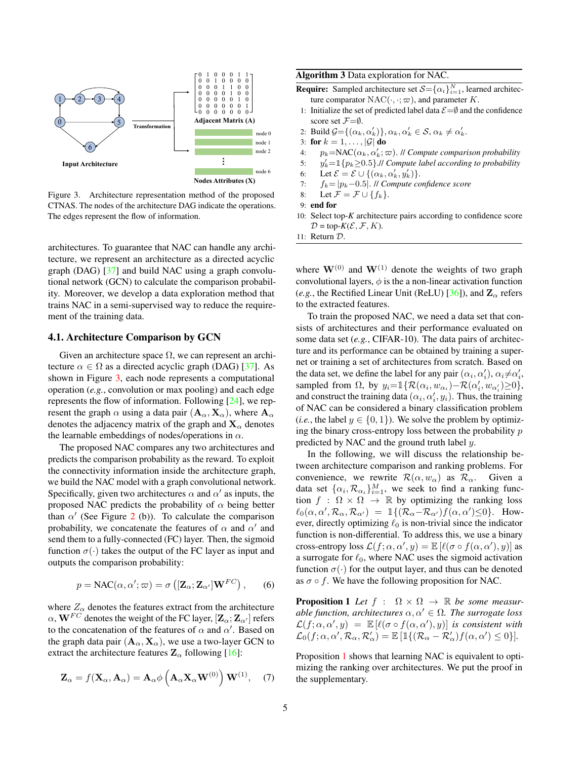Figure 3. Architecture representation method of the proposed CTNAS. The nodes of the architecture DAG indicate the operations. The edges represent the flow of information.

architectures. To guarantee that NAC can handle any architecture, we represent an architecture as a directed acyclic graph (DAG) [37] and build NAC using a graph convolutional network (GCN) to calculate the comparison probability. Moreover, we develop a data exploration method that trains NAC in a semi-supervised way to reduce the requirement of the training data.

## 4.1. Architecture Comparison by GCN

Given an architecture space $\Omega$, we can represent an architecture $\alpha \in \Omega$ as a directed acyclic graph (DAG) [37]. As shown in Figure 3, each node represents a computational operation (*e.g.*, convolution or max pooling) and each edge represents the flow of information. Following [24], we represent the graph $\alpha$ using a data pair $(\mathbf{A}_\alpha, \mathbf{X}_\alpha)$, where $\mathbf{A}_\alpha$ denotes the adjacency matrix of the graph and $\mathbf{X}_\alpha$ denotes the learnable embeddings of nodes/operations in $\alpha$.

The proposed NAC compares any two architectures and predicts the comparison probability as the reward. To exploit the connectivity information inside the architecture graph, we build the NAC model with a graph convolutional network. Specifically, given two architectures $\alpha$ and $\alpha'$ as inputs, the proposed NAC predicts the probability of $\alpha$ being better than $\alpha'$ (See Figure 2 (b)). To calculate the comparison probability, we concatenate the features of $\alpha$ and $\alpha'$ and send them to a fully-connected (FC) layer. Then, the sigmoid function $\sigma(\cdot)$ takes the output of the FC layer as input and outputs the comparison probability:

$$p = \mathrm{NAC}(\alpha, \alpha'; \varpi) = \sigma\left([\mathbf{Z}_\alpha; \mathbf{Z}_{\alpha'}]\mathbf{W}^{FC}\right), \tag{6}$$

where $Z_\alpha$ denotes the features extract from the architecture $\alpha$, $\mathbf{W}^{FC}$ denotes the weight of the FC layer, $[\mathbf{Z}_\alpha; \mathbf{Z}_{\alpha'}]$ refers to the concatenation of the features of $\alpha$ and $\alpha'$. Based on the graph data pair $(\mathbf{A}_\alpha, \mathbf{X}_\alpha)$, we use a two-layer GCN to extract the architecture features $\mathbf{Z}_\alpha$ following [16]:

$$\mathbf{Z}_\alpha = f(\mathbf{X}_\alpha, \mathbf{A}_\alpha) = \mathbf{A}_\alpha \phi\left(\mathbf{A}_\alpha \mathbf{X}_\alpha \mathbf{W}^{(0)}\right)\mathbf{W}^{(1)}, \tag{7}$$

**Algorithm 3** Data exploration for NAC.

**Require:** Sampled architecture set $\mathcal{S}=\{\alpha_i\}_{i=1}^N$, learned architecture comparator $\mathrm{NAC}(\cdot, \cdot; \varpi)$, and parameter $K$.
1: Initialize the set of predicted label data $\mathcal{E}=\emptyset$ and the confidence score set $\mathcal{F}=\emptyset$.
2: Build $\mathcal{G}=\{(\alpha_k, \alpha'_k)\}, \alpha_k, \alpha'_k \in \mathcal{S}, \alpha_k \neq \alpha'_k$.
3: **for** $k = 1, \ldots, |\mathcal{G}|$ **do**
4: $\quad p_k = \mathrm{NAC}(\alpha_k, \alpha'_k; \varpi)$. // *Compute comparison probability*
5: $\quad y'_k = \mathbb{1}\{p_k \geq 0.5\}$.// *Compute label according to probability*
6: $\quad$ Let $\mathcal{E} = \mathcal{E} \cup \{(\alpha_k, \alpha'_k, y'_k)\}$.
7: $\quad f_k = |p_k - 0.5|$. // *Compute confidence score*
8: $\quad$ Let $\mathcal{F} = \mathcal{F} \cup \{f_k\}$.
9: **end for**
10: Select top-$K$ architecture pairs according to confidence score $\mathcal{D}$ = top-$K(\mathcal{E}, \mathcal{F}, K)$.
11: Return $\mathcal{D}$.

where $\mathbf{W}^{(0)}$ and $\mathbf{W}^{(1)}$ denote the weights of two graph convolutional layers, $\phi$ is the a non-linear activation function (*e.g.*, the Rectified Linear Unit (ReLU) [36]), and $\mathbf{Z}_\alpha$ refers to the extracted features.

To train the proposed NAC, we need a data set that consists of architectures and their performance evaluated on some data set (*e.g.*, CIFAR-10). The data pairs of architecture and its performance can be obtained by training a supernet or training a set of architectures from scratch. Based on the data set, we define the label for any pair $(\alpha_i, \alpha'_i)$, $\alpha_i \neq \alpha'_i$, sampled from $\Omega$, by $y_i = \mathbb{1}\{\mathcal{R}(\alpha_i, w_{\alpha_i}) - \mathcal{R}(\alpha'_i, w_{\alpha'_i}) \geq 0\}$, and construct the training data $(\alpha_i, \alpha'_i, y_i)$. Thus, the training of NAC can be considered a binary classification problem (*i.e.*, the label $y \in \{0, 1\}$). We solve the problem by optimizing the binary cross-entropy loss between the probability $p$ predicted by NAC and the ground truth label $y$.

In the following, we will discuss the relationship between architecture comparison and ranking problems. For convenience, we rewrite $\mathcal{R}(\alpha, w_\alpha)$ as $\mathcal{R}_\alpha$. Given a data set $\{\alpha_i, \mathcal{R}_{\alpha_i}\}_{i=1}^M$, we seek to find a ranking function $f : \Omega \times \Omega \rightarrow \mathbb{R}$ by optimizing the ranking loss $\ell_0(\alpha, \alpha', \mathcal{R}_\alpha, \mathcal{R}_{\alpha'}) = \mathbb{1}\{(\mathcal{R}_\alpha - \mathcal{R}_{\alpha'}) f(\alpha, \alpha') \leq 0\}$. However, directly optimizing $\ell_0$ is non-trivial since the indicator function is non-differential. To address this, we use a binary cross-entropy loss $\mathcal{L}(f; \alpha, \alpha', y) = \mathbb{E}\left[\ell(\sigma \circ f(\alpha, \alpha'), y)\right]$ as a surrogate for $\ell_0$, where NAC uses the sigmoid activation function $\sigma(\cdot)$ for the output layer, and thus can be denoted as $\sigma \circ f$. We have the following proposition for NAC.

**Proposition 1** *Let $f : \Omega \times \Omega \rightarrow \mathbb{R}$ be some measurable function, architectures $\alpha, \alpha' \in \Omega$. The surrogate loss $\mathcal{L}(f; \alpha, \alpha', y) = \mathbb{E}\left[\ell(\sigma \circ f(\alpha, \alpha'), y)\right]$ is consistent with $\mathcal{L}_0(f; \alpha, \alpha', \mathcal{R}_\alpha, \mathcal{R}'_\alpha) = \mathbb{E}\left[\mathbb{1}\{(\mathcal{R}_\alpha - \mathcal{R}'_\alpha) f(\alpha, \alpha') \leq 0\}\right]$.*

Proposition 1 shows that learning NAC is equivalent to optimizing the ranking over architectures. We put the proof in the supplementary.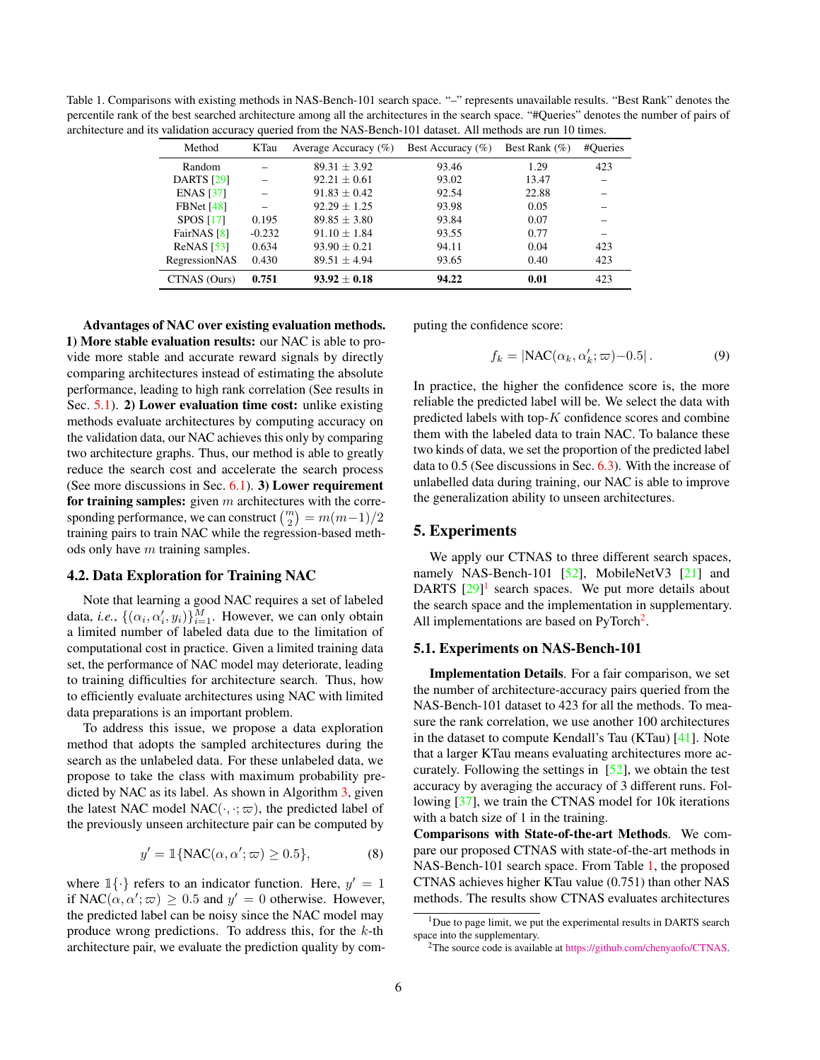Table 1. Comparisons with existing methods in NAS-Bench-101 search space. "–" represents unavailable results. "Best Rank" denotes the percentile rank of the best searched architecture among all the architectures in the search space. "#Queries" denotes the number of pairs of architecture and its validation accuracy queried from the NAS-Bench-101 dataset. All methods are run 10 times.

| Method | KTau | Average Accuracy (%) | Best Accuracy (%) | Best Rank (%) | #Queries |
|---|---|---|---|---|---|
| Random | – | 89.31 ± 3.92 | 93.46 | 1.29 | 423 |
| DARTS [29] | – | 92.21 ± 0.61 | 93.02 | 13.47 | – |
| ENAS [37] | – | 91.83 ± 0.42 | 92.54 | 22.88 | – |
| FBNet [48] | – | 92.29 ± 1.25 | 93.98 | 0.05 | – |
| SPOS [17] | 0.195 | 89.85 ± 3.80 | 93.84 | 0.07 | – |
| FairNAS [8] | -0.232 | 91.10 ± 1.84 | 93.55 | 0.77 | – |
| ReNAS [53] | 0.634 | 93.90 ± 0.21 | 94.11 | 0.04 | 423 |
| RegressionNAS | 0.430 | 89.51 ± 4.94 | 93.65 | 0.40 | 423 |
| CTNAS (Ours) | **0.751** | **93.92 ± 0.18** | **94.22** | **0.01** | 423 |

**Advantages of NAC over existing evaluation methods.** **1) More stable evaluation results:** our NAC is able to provide more stable and accurate reward signals by directly comparing architectures instead of estimating the absolute performance, leading to high rank correlation (See results in Sec. 5.1). **2) Lower evaluation time cost:** unlike existing methods evaluate architectures by computing accuracy on the validation data, our NAC achieves this only by comparing two architecture graphs. Thus, our method is able to greatly reduce the search cost and accelerate the search process (See more discussions in Sec. 6.1). **3) Lower requirement for training samples:** given $m$ architectures with the corresponding performance, we can construct $\binom{m}{2}=m(m-1)/2$ training pairs to train NAC while the regression-based methods only have $m$ training samples.

### 4.2. Data Exploration for Training NAC

Note that learning a good NAC requires a set of labeled data, *i.e.*, $\{(\alpha_i, \alpha_i', y_i)\}_{i=1}^{M}$. However, we can only obtain a limited number of labeled data due to the limitation of computational cost in practice. Given a limited training data set, the performance of NAC model may deteriorate, leading to training difficulties for architecture search. Thus, how to efficiently evaluate architectures using NAC with limited data preparations is an important problem.

To address this issue, we propose a data exploration method that adopts the sampled architectures during the search as the unlabeled data. For these unlabeled data, we propose to take the class with maximum probability predicted by NAC as its label. As shown in Algorithm 3, given the latest NAC model $\text{NAC}(\cdot, \cdot; \varpi)$, the predicted label of the previously unseen architecture pair can be computed by

$$y' = \mathbb{1}\{\text{NAC}(\alpha, \alpha'; \varpi) \geq 0.5\}, \tag{8}$$

where $\mathbb{1}\{\cdot\}$ refers to an indicator function. Here, $y'=1$ if $\text{NAC}(\alpha, \alpha'; \varpi) \geq 0.5$ and $y'=0$ otherwise. However, the predicted label can be noisy since the NAC model may produce wrong predictions. To address this, for the $k$-th architecture pair, we evaluate the prediction quality by computing the confidence score:

$$f_k = \left|\text{NAC}(\alpha_k, \alpha_k'; \varpi) - 0.5\right|. \tag{9}$$

In practice, the higher the confidence score is, the more reliable the predicted label will be. We select the data with predicted labels with top-$K$ confidence scores and combine them with the labeled data to train NAC. To balance these two kinds of data, we set the proportion of the predicted label data to 0.5 (See discussions in Sec. 6.3). With the increase of unlabelled data during training, our NAC is able to improve the generalization ability to unseen architectures.

## 5. Experiments

We apply our CTNAS to three different search spaces, namely NAS-Bench-101 [52], MobileNetV3 [21] and DARTS [29][1] search spaces. We put more details about the search space and the implementation in supplementary. All implementations are based on PyTorch[2].

### 5.1. Experiments on NAS-Bench-101

**Implementation Details**. For a fair comparison, we set the number of architecture-accuracy pairs queried from the NAS-Bench-101 dataset to 423 for all the methods. To measure the rank correlation, we use another 100 architectures in the dataset to compute Kendall's Tau (KTau) [41]. Note that a larger KTau means evaluating architectures more accurately. Following the settings in [52], we obtain the test accuracy by averaging the accuracy of 3 different runs. Following [37], we train the CTNAS model for 10k iterations with a batch size of 1 in the training.

**Comparisons with State-of-the-art Methods**. We compare our proposed CTNAS with state-of-the-art methods in NAS-Bench-101 search space. From Table 1, the proposed CTNAS achieves higher KTau value (0.751) than other NAS methods. The results show CTNAS evaluates architectures

[1] Due to page limit, we put the experimental results in DARTS search space into the supplementary.

[2] The source code is available at https://github.com/chenyaofo/CTNAS.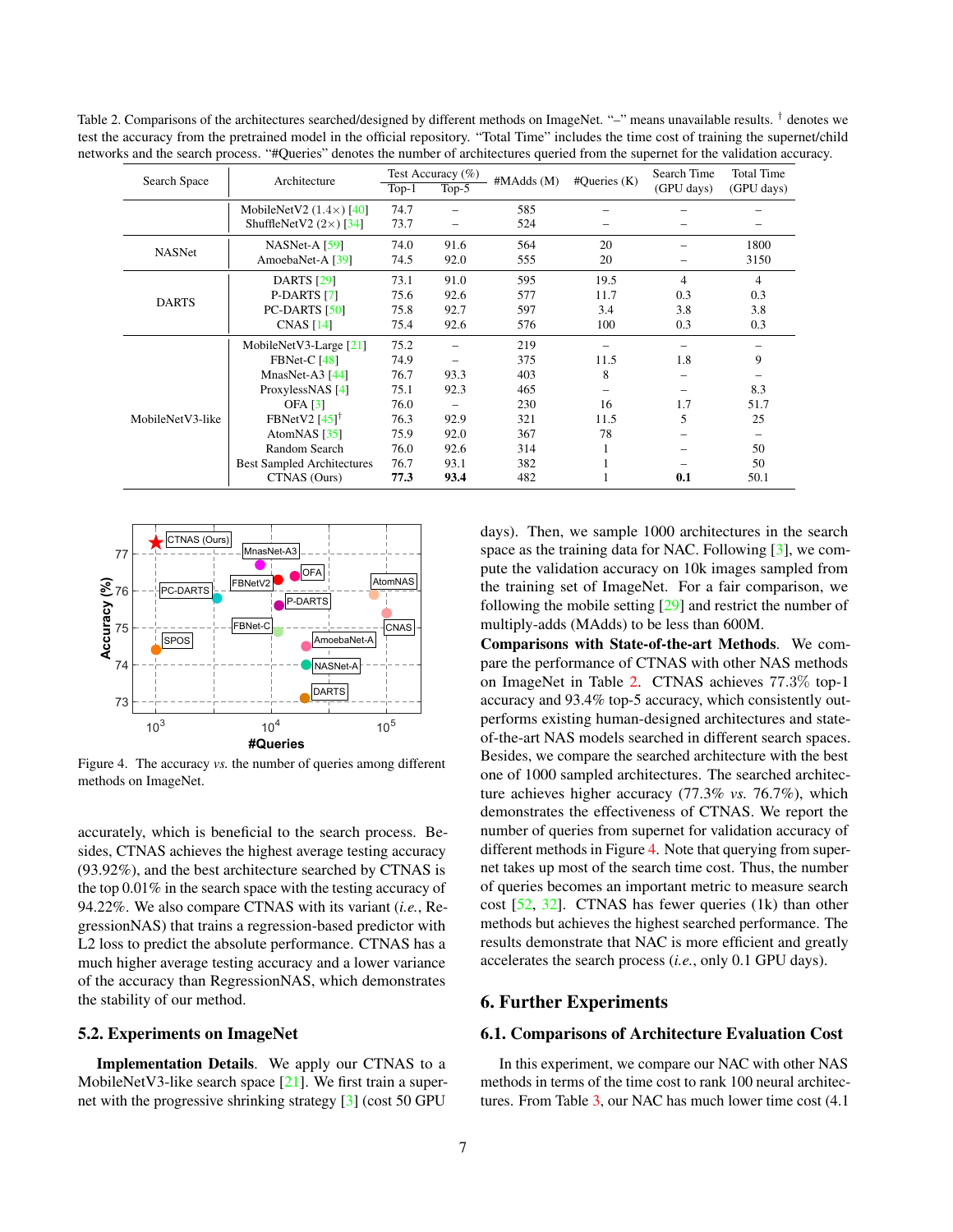Table 2. Comparisons of the architectures searched/designed by different methods on ImageNet. "–" means unavailable results. † denotes we test the accuracy from the pretrained model in the official repository. "Total Time" includes the time cost of training the supernet/child networks and the search process. "#Queries" denotes the number of architectures queried from the supernet for the validation accuracy.

| Search Space | Architecture | Test Accuracy (%) | | #MAdds (M) | #Queries (K) | Search Time (GPU days) | Total Time (GPU days) |
|---|---|---|---|---|---|---|---|
| | | Top-1 | Top-5 | | | | |
| | MobileNetV2 (1.4×) [40] | 74.7 | – | 585 | – | – | – |
| | ShuffleNetV2 (2×) [34] | 73.7 | – | 524 | – | – | – |
| NASNet | NASNet-A [59] | 74.0 | 91.6 | 564 | 20 | – | 1800 |
| | AmoebaNet-A [39] | 74.5 | 92.0 | 555 | 20 | – | 3150 |
| DARTS | DARTS [29] | 73.1 | 91.0 | 595 | 19.5 | 4 | 4 |
| | P-DARTS [7] | 75.6 | 92.6 | 577 | 11.7 | 0.3 | 0.3 |
| | PC-DARTS [50] | 75.8 | 92.7 | 597 | 3.4 | 3.8 | 3.8 |
| | CNAS [14] | 75.4 | 92.6 | 576 | 100 | 0.3 | 0.3 |
| MobileNetV3-like | MobileNetV3-Large [21] | 75.2 | – | 219 | – | – | – |
| | FBNet-C [48] | 74.9 | – | 375 | 11.5 | 1.8 | 9 |
| | MnasNet-A3 [44] | 76.7 | 93.3 | 403 | 8 | – | – |
| | ProxylessNAS [4] | 75.1 | 92.3 | 465 | – | – | 8.3 |
| | OFA [3] | 76.0 | – | 230 | 16 | 1.7 | 51.7 |
| | FBNetV2 [45]† | 76.3 | 92.9 | 321 | 11.5 | 5 | 25 |
| | AtomNAS [35] | 75.9 | 92.0 | 367 | 78 | – | – |
| | Random Search | 76.0 | 92.6 | 314 | 1 | – | 50 |
| | Best Sampled Architectures | 76.7 | 93.1 | 382 | 1 | – | 50 |
| | CTNAS (Ours) | **77.3** | **93.4** | 482 | 1 | **0.1** | 50.1 |

Figure 4. The accuracy *vs.* the number of queries among different methods on ImageNet.

accurately, which is beneficial to the search process. Besides, CTNAS achieves the highest average testing accuracy (93.92%), and the best architecture searched by CTNAS is the top 0.01% in the search space with the testing accuracy of 94.22%. We also compare CTNAS with its variant (*i.e.*, RegressionNAS) that trains a regression-based predictor with L2 loss to predict the absolute performance. CTNAS has a much higher average testing accuracy and a lower variance of the accuracy than RegressionNAS, which demonstrates the stability of our method.

## 5.2. Experiments on ImageNet

**Implementation Details**. We apply our CTNAS to a MobileNetV3-like search space [21]. We first train a supernet with the progressive shrinking strategy [3] (cost 50 GPU days). Then, we sample 1000 architectures in the search space as the training data for NAC. Following [3], we compute the validation accuracy on 10k images sampled from the training set of ImageNet. For a fair comparison, we following the mobile setting [29] and restrict the number of multiply-adds (MAdds) to be less than 600M.

**Comparisons with State-of-the-art Methods**. We compare the performance of CTNAS with other NAS methods on ImageNet in Table 2. CTNAS achieves 77.3% top-1 accuracy and 93.4% top-5 accuracy, which consistently outperforms existing human-designed architectures and state-of-the-art NAS models searched in different search spaces. Besides, we compare the searched architecture with the best one of 1000 sampled architectures. The searched architecture achieves higher accuracy (77.3% *vs.* 76.7%), which demonstrates the effectiveness of CTNAS. We report the number of queries from supernet for validation accuracy of different methods in Figure 4. Note that querying from supernet takes up most of the search time cost. Thus, the number of queries becomes an important metric to measure search cost [52, 32]. CTNAS has fewer queries (1k) than other methods but achieves the highest searched performance. The results demonstrate that NAC is more efficient and greatly accelerates the search process (*i.e.*, only 0.1 GPU days).

# 6. Further Experiments

## 6.1. Comparisons of Architecture Evaluation Cost

In this experiment, we compare our NAC with other NAS methods in terms of the time cost to rank 100 neural architectures. From Table 3, our NAC has much lower time cost (4.1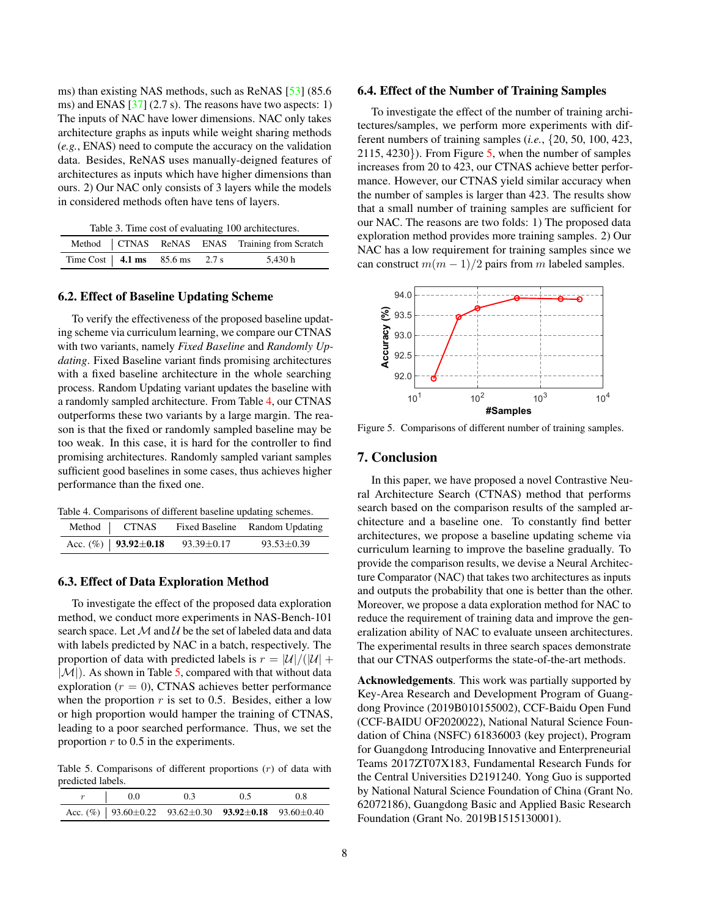ms) than existing NAS methods, such as ReNAS [53] (85.6 ms) and ENAS [37] (2.7 s). The reasons have two aspects: 1) The inputs of NAC have lower dimensions. NAC only takes architecture graphs as inputs while weight sharing methods (*e.g.*, ENAS) need to compute the accuracy on the validation data. Besides, ReNAS uses manually-deigned features of architectures as inputs which have higher dimensions than ours. 2) Our NAC only consists of 3 layers while the models in considered methods often have tens of layers.

Table 3. Time cost of evaluating 100 architectures.

| Method | CTNAS | ReNAS | ENAS | Training from Scratch |
|---|---|---|---|---|
| Time Cost | **4.1 ms** | 85.6 ms | 2.7 s | 5,430 h |

## 6.2. Effect of Baseline Updating Scheme

To verify the effectiveness of the proposed baseline updating scheme via curriculum learning, we compare our CTNAS with two variants, namely *Fixed Baseline* and *Randomly Updating*. Fixed Baseline variant finds promising architectures with a fixed baseline architecture in the whole searching process. Random Updating variant updates the baseline with a randomly sampled architecture. From Table 4, our CTNAS outperforms these two variants by a large margin. The reason is that the fixed or randomly sampled baseline may be too weak. In this case, it is hard for the controller to find promising architectures. Randomly sampled variant samples sufficient good baselines in some cases, thus achieves higher performance than the fixed one.

Table 4. Comparisons of different baseline updating schemes.

| Method | CTNAS | Fixed Baseline | Random Updating |
|---|---|---|---|
| Acc. (%) | **93.92±0.18** | 93.39±0.17 | 93.53±0.39 |

## 6.3. Effect of Data Exploration Method

To investigate the effect of the proposed data exploration method, we conduct more experiments in NAS-Bench-101 search space. Let $\mathcal{M}$ and $\mathcal{U}$ be the set of labeled data and data with labels predicted by NAC in a batch, respectively. The proportion of data with predicted labels is $r = |\mathcal{U}|/(|\mathcal{U}| + |\mathcal{M}|)$. As shown in Table 5, compared with that without data exploration ($r = 0$), CTNAS achieves better performance when the proportion $r$ is set to 0.5. Besides, either a low or high proportion would hamper the training of CTNAS, leading to a poor searched performance. Thus, we set the proportion $r$ to 0.5 in the experiments.

Table 5. Comparisons of different proportions ($r$) of data with predicted labels.

| $r$ | 0.0 | 0.3 | 0.5 | 0.8 |
|---|---|---|---|---|
| Acc. (%) | 93.60±0.22 | 93.62±0.30 | **93.92±0.18** | 93.60±0.40 |

## 6.4. Effect of the Number of Training Samples

To investigate the effect of the number of training architectures/samples, we perform more experiments with different numbers of training samples (*i.e.*, {20, 50, 100, 423, 2115, 4230}). From Figure 5, when the number of samples increases from 20 to 423, our CTNAS achieve better performance. However, our CTNAS yield similar accuracy when the number of samples is larger than 423. The results show that a small number of training samples are sufficient for our NAC. The reasons are two folds: 1) The proposed data exploration method provides more training samples. 2) Our NAC has a low requirement for training samples since we can construct $m(m-1)/2$ pairs from $m$ labeled samples.

Figure 5. Comparisons of different number of training samples.

# 7. Conclusion

In this paper, we have proposed a novel Contrastive Neural Architecture Search (CTNAS) method that performs search based on the comparison results of the sampled architecture and a baseline one. To constantly find better architectures, we propose a baseline updating scheme via curriculum learning to improve the baseline gradually. To provide the comparison results, we devise a Neural Architecture Comparator (NAC) that takes two architectures as inputs and outputs the probability that one is better than the other. Moreover, we propose a data exploration method for NAC to reduce the requirement of training data and improve the generalization ability of NAC to evaluate unseen architectures. The experimental results in three search spaces demonstrate that our CTNAS outperforms the state-of-the-art methods.

**Acknowledgements**. This work was partially supported by Key-Area Research and Development Program of Guangdong Province (2019B010155002), CCF-Baidu Open Fund (CCF-BAIDU OF2020022), National Natural Science Foundation of China (NSFC) 61836003 (key project), Program for Guangdong Introducing Innovative and Enterpreneurial Teams 2017ZT07X183, Fundamental Research Funds for the Central Universities D2191240. Yong Guo is supported by National Natural Science Foundation of China (Grant No. 62072186), Guangdong Basic and Applied Basic Research Foundation (Grant No. 2019B1515130001).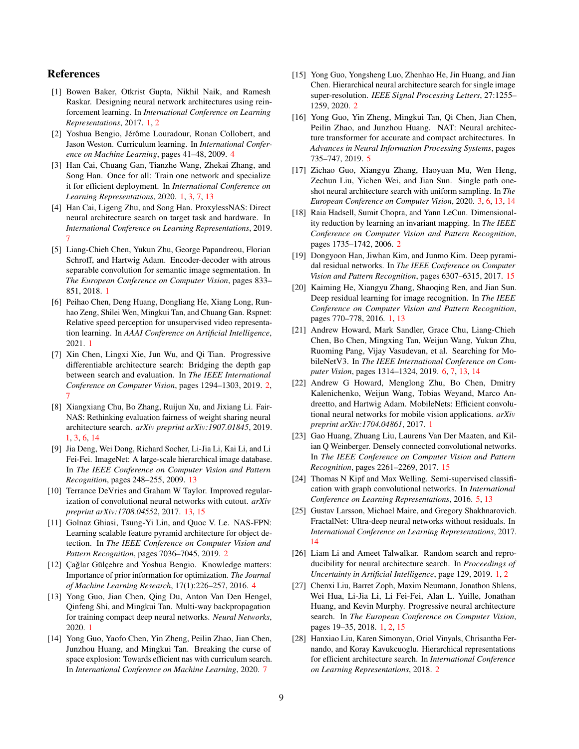## References

[1] Bowen Baker, Otkrist Gupta, Nikhil Naik, and Ramesh Raskar. Designing neural network architectures using reinforcement learning. In *International Conference on Learning Representations*, 2017. 1, 2

[2] Yoshua Bengio, Jérôme Louradour, Ronan Collobert, and Jason Weston. Curriculum learning. In *International Conference on Machine Learning*, pages 41–48, 2009. 4

[3] Han Cai, Chuang Gan, Tianzhe Wang, Zhekai Zhang, and Song Han. Once for all: Train one network and specialize it for efficient deployment. In *International Conference on Learning Representations*, 2020. 1, 3, 7, 13

[4] Han Cai, Ligeng Zhu, and Song Han. ProxylessNAS: Direct neural architecture search on target task and hardware. In *International Conference on Learning Representations*, 2019. 7

[5] Liang-Chieh Chen, Yukun Zhu, George Papandreou, Florian Schroff, and Hartwig Adam. Encoder-decoder with atrous separable convolution for semantic image segmentation. In *The European Conference on Computer Vision*, pages 833–851, 2018. 1

[6] Peihao Chen, Deng Huang, Dongliang He, Xiang Long, Runhao Zeng, Shilei Wen, Mingkui Tan, and Chuang Gan. Rspnet: Relative speed perception for unsupervised video representation learning. In *AAAI Conference on Artificial Intelligence*, 2021. 1

[7] Xin Chen, Lingxi Xie, Jun Wu, and Qi Tian. Progressive differentiable architecture search: Bridging the depth gap between search and evaluation. In *The IEEE International Conference on Computer Vision*, pages 1294–1303, 2019. 2, 7

[8] Xiangxiang Chu, Bo Zhang, Ruijun Xu, and Jixiang Li. FairNAS: Rethinking evaluation fairness of weight sharing neural architecture search. *arXiv preprint arXiv:1907.01845*, 2019. 1, 3, 6, 14

[9] Jia Deng, Wei Dong, Richard Socher, Li-Jia Li, Kai Li, and Li Fei-Fei. ImageNet: A large-scale hierarchical image database. In *The IEEE Conference on Computer Vision and Pattern Recognition*, pages 248–255, 2009. 13

[10] Terrance DeVries and Graham W Taylor. Improved regularization of convolutional neural networks with cutout. *arXiv preprint arXiv:1708.04552*, 2017. 13, 15

[11] Golnaz Ghiasi, Tsung-Yi Lin, and Quoc V. Le. NAS-FPN: Learning scalable feature pyramid architecture for object detection. In *The IEEE Conference on Computer Vision and Pattern Recognition*, pages 7036–7045, 2019. 2

[12] Çağlar Gülçehre and Yoshua Bengio. Knowledge matters: Importance of prior information for optimization. *The Journal of Machine Learning Research*, 17(1):226–257, 2016. 4

[13] Yong Guo, Jian Chen, Qing Du, Anton Van Den Hengel, Qinfeng Shi, and Mingkui Tan. Multi-way backpropagation for training compact deep neural networks. *Neural Networks*, 2020. 1

[14] Yong Guo, Yaofo Chen, Yin Zheng, Peilin Zhao, Jian Chen, Junzhou Huang, and Mingkui Tan. Breaking the curse of space explosion: Towards efficient nas with curriculum search. In *International Conference on Machine Learning*, 2020. 7

[15] Yong Guo, Yongsheng Luo, Zhenhao He, Jin Huang, and Jian Chen. Hierarchical neural architecture search for single image super-resolution. *IEEE Signal Processing Letters*, 27:1255–1259, 2020. 2

[16] Yong Guo, Yin Zheng, Mingkui Tan, Qi Chen, Jian Chen, Peilin Zhao, and Junzhou Huang. NAT: Neural architecture transformer for accurate and compact architectures. In *Advances in Neural Information Processing Systems*, pages 735–747, 2019. 5

[17] Zichao Guo, Xiangyu Zhang, Haoyuan Mu, Wen Heng, Zechun Liu, Yichen Wei, and Jian Sun. Single path one-shot neural architecture search with uniform sampling. In *The European Conference on Computer Vision*, 2020. 3, 6, 13, 14

[18] Raia Hadsell, Sumit Chopra, and Yann LeCun. Dimensionality reduction by learning an invariant mapping. In *The IEEE Conference on Computer Vision and Pattern Recognition*, pages 1735–1742, 2006. 2

[19] Dongyoon Han, Jiwhan Kim, and Junmo Kim. Deep pyramidal residual networks. In *The IEEE Conference on Computer Vision and Pattern Recognition*, pages 6307–6315, 2017. 15

[20] Kaiming He, Xiangyu Zhang, Shaoqing Ren, and Jian Sun. Deep residual learning for image recognition. In *The IEEE Conference on Computer Vision and Pattern Recognition*, pages 770–778, 2016. 1, 13

[21] Andrew Howard, Mark Sandler, Grace Chu, Liang-Chieh Chen, Bo Chen, Mingxing Tan, Weijun Wang, Yukun Zhu, Ruoming Pang, Vijay Vasudevan, et al. Searching for MobileNetV3. In *The IEEE International Conference on Computer Vision*, pages 1314–1324, 2019. 6, 7, 13, 14

[22] Andrew G Howard, Menglong Zhu, Bo Chen, Dmitry Kalenichenko, Weijun Wang, Tobias Weyand, Marco Andreetto, and Hartwig Adam. MobileNets: Efficient convolutional neural networks for mobile vision applications. *arXiv preprint arXiv:1704.04861*, 2017. 1

[23] Gao Huang, Zhuang Liu, Laurens Van Der Maaten, and Kilian Q Weinberger. Densely connected convolutional networks. In *The IEEE Conference on Computer Vision and Pattern Recognition*, pages 2261–2269, 2017. 15

[24] Thomas N Kipf and Max Welling. Semi-supervised classification with graph convolutional networks. In *International Conference on Learning Representations*, 2016. 5, 13

[25] Gustav Larsson, Michael Maire, and Gregory Shakhnarovich. FractalNet: Ultra-deep neural networks without residuals. In *International Conference on Learning Representations*, 2017. 14

[26] Liam Li and Ameet Talwalkar. Random search and reproducibility for neural architecture search. In *Proceedings of Uncertainty in Artificial Intelligence*, page 129, 2019. 1, 2

[27] Chenxi Liu, Barret Zoph, Maxim Neumann, Jonathon Shlens, Wei Hua, Li-Jia Li, Li Fei-Fei, Alan L. Yuille, Jonathan Huang, and Kevin Murphy. Progressive neural architecture search. In *The European Conference on Computer Vision*, pages 19–35, 2018. 1, 2, 15

[28] Hanxiao Liu, Karen Simonyan, Oriol Vinyals, Chrisantha Fernando, and Koray Kavukcuoglu. Hierarchical representations for efficient architecture search. In *International Conference on Learning Representations*, 2018. 2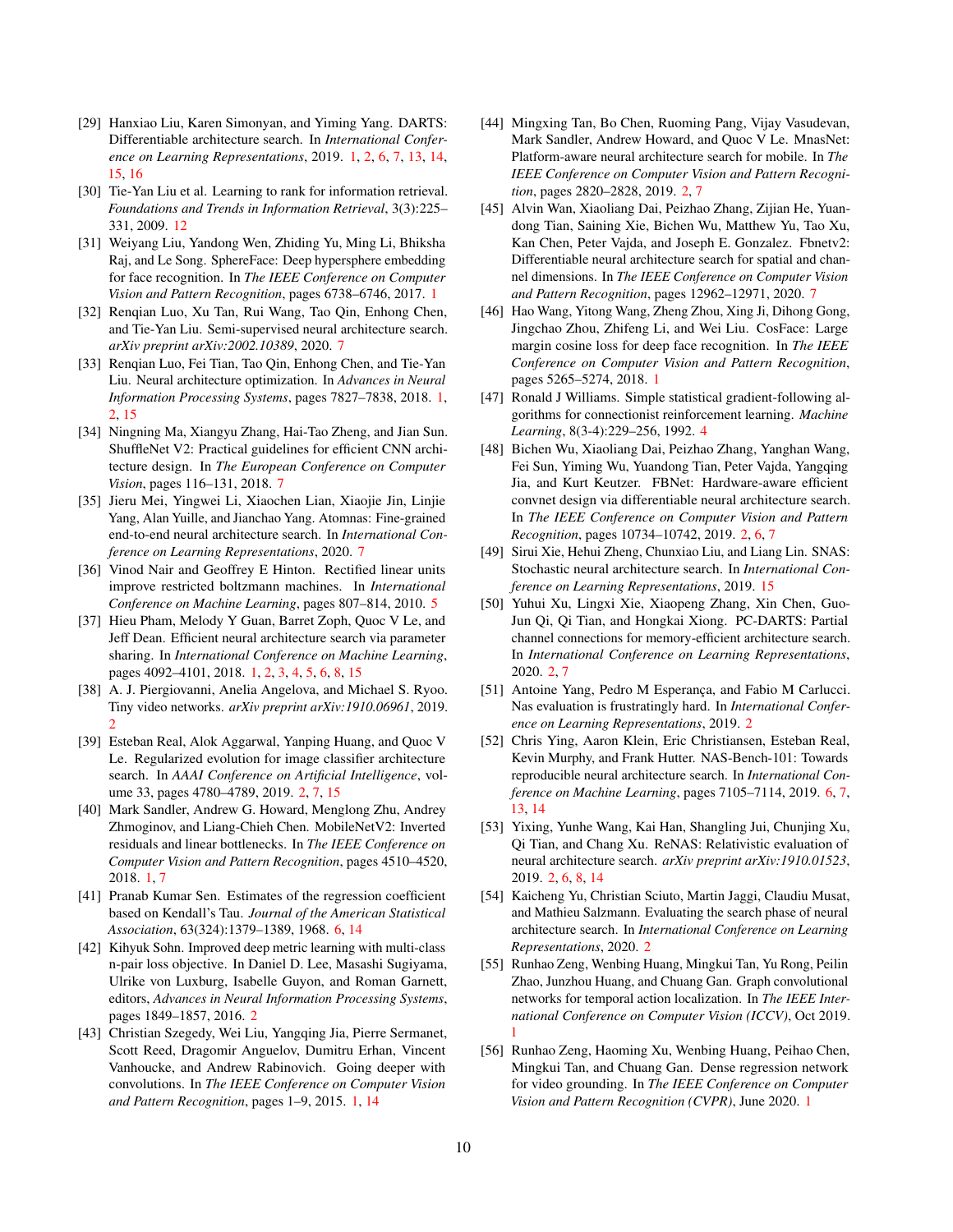[29] Hanxiao Liu, Karen Simonyan, and Yiming Yang. DARTS: Differentiable architecture search. In *International Conference on Learning Representations*, 2019. 1, 2, 6, 7, 13, 14, 15, 16

[30] Tie-Yan Liu et al. Learning to rank for information retrieval. *Foundations and Trends in Information Retrieval*, 3(3):225–331, 2009. 12

[31] Weiyang Liu, Yandong Wen, Zhiding Yu, Ming Li, Bhiksha Raj, and Le Song. SphereFace: Deep hypersphere embedding for face recognition. In *The IEEE Conference on Computer Vision and Pattern Recognition*, pages 6738–6746, 2017. 1

[32] Renqian Luo, Xu Tan, Rui Wang, Tao Qin, Enhong Chen, and Tie-Yan Liu. Semi-supervised neural architecture search. *arXiv preprint arXiv:2002.10389*, 2020. 7

[33] Renqian Luo, Fei Tian, Tao Qin, Enhong Chen, and Tie-Yan Liu. Neural architecture optimization. In *Advances in Neural Information Processing Systems*, pages 7827–7838, 2018. 1, 2, 15

[34] Ningning Ma, Xiangyu Zhang, Hai-Tao Zheng, and Jian Sun. ShuffleNet V2: Practical guidelines for efficient CNN architecture design. In *The European Conference on Computer Vision*, pages 116–131, 2018. 7

[35] Jieru Mei, Yingwei Li, Xiaochen Lian, Xiaojie Jin, Linjie Yang, Alan Yuille, and Jianchao Yang. Atomnas: Fine-grained end-to-end neural architecture search. In *International Conference on Learning Representations*, 2020. 7

[36] Vinod Nair and Geoffrey E Hinton. Rectified linear units improve restricted boltzmann machines. In *International Conference on Machine Learning*, pages 807–814, 2010. 5

[37] Hieu Pham, Melody Y Guan, Barret Zoph, Quoc V Le, and Jeff Dean. Efficient neural architecture search via parameter sharing. In *International Conference on Machine Learning*, pages 4092–4101, 2018. 1, 2, 3, 4, 5, 6, 8, 15

[38] A. J. Piergiovanni, Anelia Angelova, and Michael S. Ryoo. Tiny video networks. *arXiv preprint arXiv:1910.06961*, 2019. 2

[39] Esteban Real, Alok Aggarwal, Yanping Huang, and Quoc V Le. Regularized evolution for image classifier architecture search. In *AAAI Conference on Artificial Intelligence*, volume 33, pages 4780–4789, 2019. 2, 7, 15

[40] Mark Sandler, Andrew G. Howard, Menglong Zhu, Andrey Zhmoginov, and Liang-Chieh Chen. MobileNetV2: Inverted residuals and linear bottlenecks. In *The IEEE Conference on Computer Vision and Pattern Recognition*, pages 4510–4520, 2018. 1, 7

[41] Pranab Kumar Sen. Estimates of the regression coefficient based on Kendall's Tau. *Journal of the American Statistical Association*, 63(324):1379–1389, 1968. 6, 14

[42] Kihyuk Sohn. Improved deep metric learning with multi-class n-pair loss objective. In Daniel D. Lee, Masashi Sugiyama, Ulrike von Luxburg, Isabelle Guyon, and Roman Garnett, editors, *Advances in Neural Information Processing Systems*, pages 1849–1857, 2016. 2

[43] Christian Szegedy, Wei Liu, Yangqing Jia, Pierre Sermanet, Scott Reed, Dragomir Anguelov, Dumitru Erhan, Vincent Vanhoucke, and Andrew Rabinovich. Going deeper with convolutions. In *The IEEE Conference on Computer Vision and Pattern Recognition*, pages 1–9, 2015. 1, 14

[44] Mingxing Tan, Bo Chen, Ruoming Pang, Vijay Vasudevan, Mark Sandler, Andrew Howard, and Quoc V Le. MnasNet: Platform-aware neural architecture search for mobile. In *The IEEE Conference on Computer Vision and Pattern Recognition*, pages 2820–2828, 2019. 2, 7

[45] Alvin Wan, Xiaoliang Dai, Peizhao Zhang, Zijian He, Yuandong Tian, Saining Xie, Bichen Wu, Matthew Yu, Tao Xu, Kan Chen, Peter Vajda, and Joseph E. Gonzalez. Fbnetv2: Differentiable neural architecture search for spatial and channel dimensions. In *The IEEE Conference on Computer Vision and Pattern Recognition*, pages 12962–12971, 2020. 7

[46] Hao Wang, Yitong Wang, Zheng Zhou, Xing Ji, Dihong Gong, Jingchao Zhou, Zhifeng Li, and Wei Liu. CosFace: Large margin cosine loss for deep face recognition. In *The IEEE Conference on Computer Vision and Pattern Recognition*, pages 5265–5274, 2018. 1

[47] Ronald J Williams. Simple statistical gradient-following algorithms for connectionist reinforcement learning. *Machine Learning*, 8(3-4):229–256, 1992. 4

[48] Bichen Wu, Xiaoliang Dai, Peizhao Zhang, Yanghan Wang, Fei Sun, Yiming Wu, Yuandong Tian, Peter Vajda, Yangqing Jia, and Kurt Keutzer. FBNet: Hardware-aware efficient convnet design via differentiable neural architecture search. In *The IEEE Conference on Computer Vision and Pattern Recognition*, pages 10734–10742, 2019. 2, 6, 7

[49] Sirui Xie, Hehui Zheng, Chunxiao Liu, and Liang Lin. SNAS: Stochastic neural architecture search. In *International Conference on Learning Representations*, 2019. 15

[50] Yuhui Xu, Lingxi Xie, Xiaopeng Zhang, Xin Chen, Guo-Jun Qi, Qi Tian, and Hongkai Xiong. PC-DARTS: Partial channel connections for memory-efficient architecture search. In *International Conference on Learning Representations*, 2020. 2, 7

[51] Antoine Yang, Pedro M Esperança, and Fabio M Carlucci. Nas evaluation is frustratingly hard. In *International Conference on Learning Representations*, 2019. 2

[52] Chris Ying, Aaron Klein, Eric Christiansen, Esteban Real, Kevin Murphy, and Frank Hutter. NAS-Bench-101: Towards reproducible neural architecture search. In *International Conference on Machine Learning*, pages 7105–7114, 2019. 6, 7, 13, 14

[53] Yixing, Yunhe Wang, Kai Han, Shangling Jui, Chunjing Xu, Qi Tian, and Chang Xu. ReNAS: Relativistic evaluation of neural architecture search. *arXiv preprint arXiv:1910.01523*, 2019. 2, 6, 8, 14

[54] Kaicheng Yu, Christian Sciuto, Martin Jaggi, Claudiu Musat, and Mathieu Salzmann. Evaluating the search phase of neural architecture search. In *International Conference on Learning Representations*, 2020. 2

[55] Runhao Zeng, Wenbing Huang, Mingkui Tan, Yu Rong, Peilin Zhao, Junzhou Huang, and Chuang Gan. Graph convolutional networks for temporal action localization. In *The IEEE International Conference on Computer Vision (ICCV)*, Oct 2019. 1

[56] Runhao Zeng, Haoming Xu, Wenbing Huang, Peihao Chen, Mingkui Tan, and Chuang Gan. Dense regression network for video grounding. In *The IEEE Conference on Computer Vision and Pattern Recognition (CVPR)*, June 2020. 1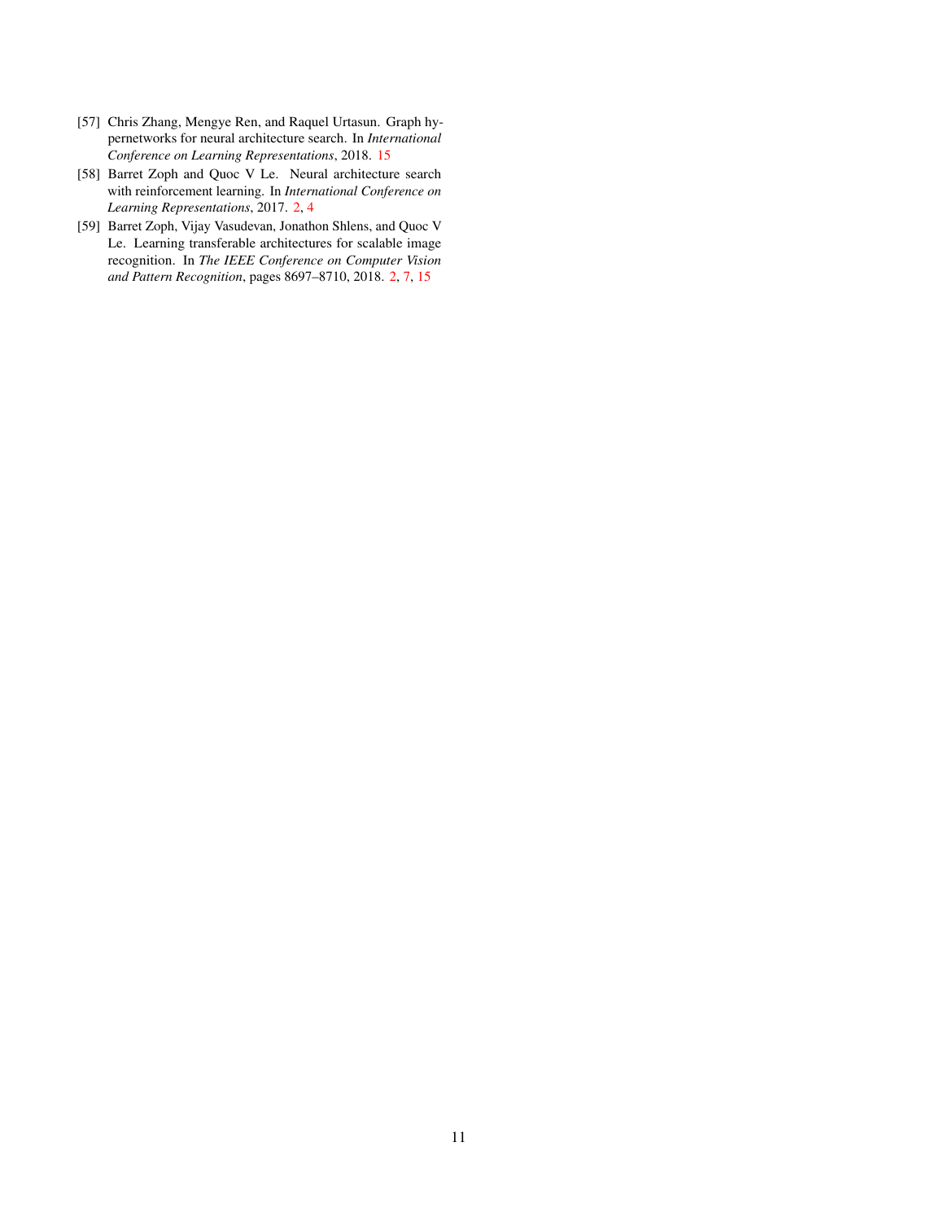[57] Chris Zhang, Mengye Ren, and Raquel Urtasun. Graph hypernetworks for neural architecture search. In *International Conference on Learning Representations*, 2018. 15

[58] Barret Zoph and Quoc V Le. Neural architecture search with reinforcement learning. In *International Conference on Learning Representations*, 2017. 2, 4

[59] Barret Zoph, Vijay Vasudevan, Jonathon Shlens, and Quoc V Le. Learning transferable architectures for scalable image recognition. In *The IEEE Conference on Computer Vision and Pattern Recognition*, pages 8697–8710, 2018. 2, 7, 15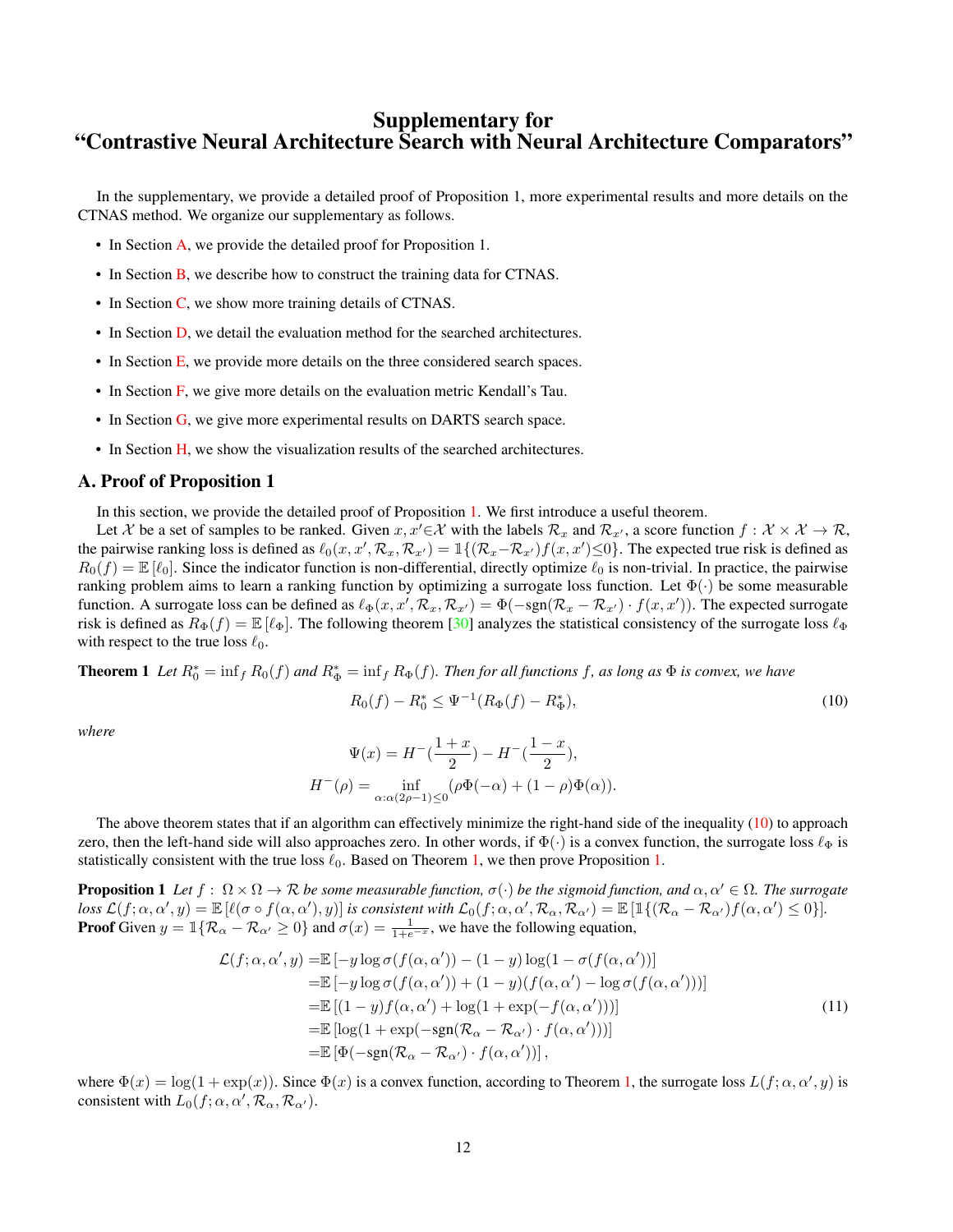# Supplementary for "Contrastive Neural Architecture Search with Neural Architecture Comparators"

In the supplementary, we provide a detailed proof of Proposition 1, more experimental results and more details on the CTNAS method. We organize our supplementary as follows.

- In Section A, we provide the detailed proof for Proposition 1.
- In Section B, we describe how to construct the training data for CTNAS.
- In Section C, we show more training details of CTNAS.
- In Section D, we detail the evaluation method for the searched architectures.
- In Section E, we provide more details on the three considered search spaces.
- In Section F, we give more details on the evaluation metric Kendall's Tau.
- In Section G, we give more experimental results on DARTS search space.
- In Section H, we show the visualization results of the searched architectures.

## A. Proof of Proposition 1

In this section, we provide the detailed proof of Proposition 1. We first introduce a useful theorem.

Let $\mathcal{X}$ be a set of samples to be ranked. Given $x, x' \in \mathcal{X}$ with the labels $\mathcal{R}_x$ and $\mathcal{R}_{x'}$, a score function $f : \mathcal{X} \times \mathcal{X} \to \mathcal{R}$, the pairwise ranking loss is defined as $\ell_0(x, x', \mathcal{R}_x, \mathcal{R}_{x'}) = \mathbb{1}\{(\mathcal{R}_x - \mathcal{R}_{x'}) f(x, x') \leq 0\}$. The expected true risk is defined as $R_0(f) = \mathbb{E}\left[\ell_0\right]$. Since the indicator function is non-differential, directly optimize $\ell_0$ is non-trivial. In practice, the pairwise ranking problem aims to learn a ranking function by optimizing a surrogate loss function. Let $\Phi(\cdot)$ be some measurable function. A surrogate loss can be defined as $\ell_\Phi(x, x', \mathcal{R}_x, \mathcal{R}_{x'}) = \Phi(-\mathrm{sgn}(\mathcal{R}_x - \mathcal{R}_{x'}) \cdot f(x, x'))$. The expected surrogate risk is defined as $R_\Phi(f) = \mathbb{E}\left[\ell_\Phi\right]$. The following theorem [30] analyzes the statistical consistency of the surrogate loss $\ell_\Phi$ with respect to the true loss $\ell_0$.

**Theorem 1** *Let $R_0^* = \inf_f R_0(f)$ and $R_\Phi^* = \inf_f R_\Phi(f)$. Then for all functions $f$, as long as $\Phi$ is convex, we have*

$$R_0(f) - R_0^* \leq \Psi^{-1}(R_\Phi(f) - R_\Phi^*), \tag{10}$$

*where*

$$\Psi(x) = H^-\left(\frac{1+x}{2}\right) - H^-\left(\frac{1-x}{2}\right),$$
$$H^-(\rho) = \inf_{\alpha:\alpha(2\rho-1)\leq 0} \left(\rho\Phi(-\alpha) + (1-\rho)\Phi(\alpha)\right).$$

The above theorem states that if an algorithm can effectively minimize the right-hand side of the inequality (10) to approach zero, then the left-hand side will also approaches zero. In other words, if $\Phi(\cdot)$ is a convex function, the surrogate loss $\ell_\Phi$ is statistically consistent with the true loss $\ell_0$. Based on Theorem 1, we then prove Proposition 1.

**Proposition 1** *Let $f : \Omega \times \Omega \to \mathcal{R}$ be some measurable function, $\sigma(\cdot)$ be the sigmoid function, and $\alpha, \alpha' \in \Omega$. The surrogate loss $\mathcal{L}(f; \alpha, \alpha', y) = \mathbb{E}\left[\ell(\sigma \circ f(\alpha, \alpha'), y)\right]$ is consistent with $\mathcal{L}_0(f; \alpha, \alpha', \mathcal{R}_\alpha, \mathcal{R}_{\alpha'}) = \mathbb{E}\left[\mathbb{1}\{(\mathcal{R}_\alpha - \mathcal{R}_{\alpha'}) f(\alpha, \alpha') \leq 0\}\right]$.*

**Proof** Given $y = \mathbb{1}\{\mathcal{R}_\alpha - \mathcal{R}_{\alpha'} \geq 0\}$ and $\sigma(x) = \frac{1}{1+e^{-x}}$, we have the following equation,

$$\begin{aligned}
\mathcal{L}(f; \alpha, \alpha', y) =& \mathbb{E}\left[-y \log \sigma(f(\alpha, \alpha')) - (1-y)\log(1 - \sigma(f(\alpha, \alpha'))\right] \\
=& \mathbb{E}\left[-y \log \sigma(f(\alpha, \alpha')) + (1-y)(f(\alpha, \alpha') - \log \sigma(f(\alpha, \alpha')))\right] \\
=& \mathbb{E}\left[(1-y) f(\alpha, \alpha') + \log(1 + \exp(-f(\alpha, \alpha')))\right] \\
=& \mathbb{E}\left[\log(1 + \exp(-\mathrm{sgn}(\mathcal{R}_\alpha - \mathcal{R}_{\alpha'}) \cdot f(\alpha, \alpha')))\right] \\
=& \mathbb{E}\left[\Phi(-\mathrm{sgn}(\mathcal{R}_\alpha - \mathcal{R}_{\alpha'}) \cdot f(\alpha, \alpha'))\right],
\end{aligned} \tag{11}$$

where $\Phi(x) = \log(1 + \exp(x))$. Since $\Phi(x)$ is a convex function, according to Theorem 1, the surrogate loss $L(f; \alpha, \alpha', y)$ is consistent with $L_0(f; \alpha, \alpha', \mathcal{R}_\alpha, \mathcal{R}_{\alpha'})$.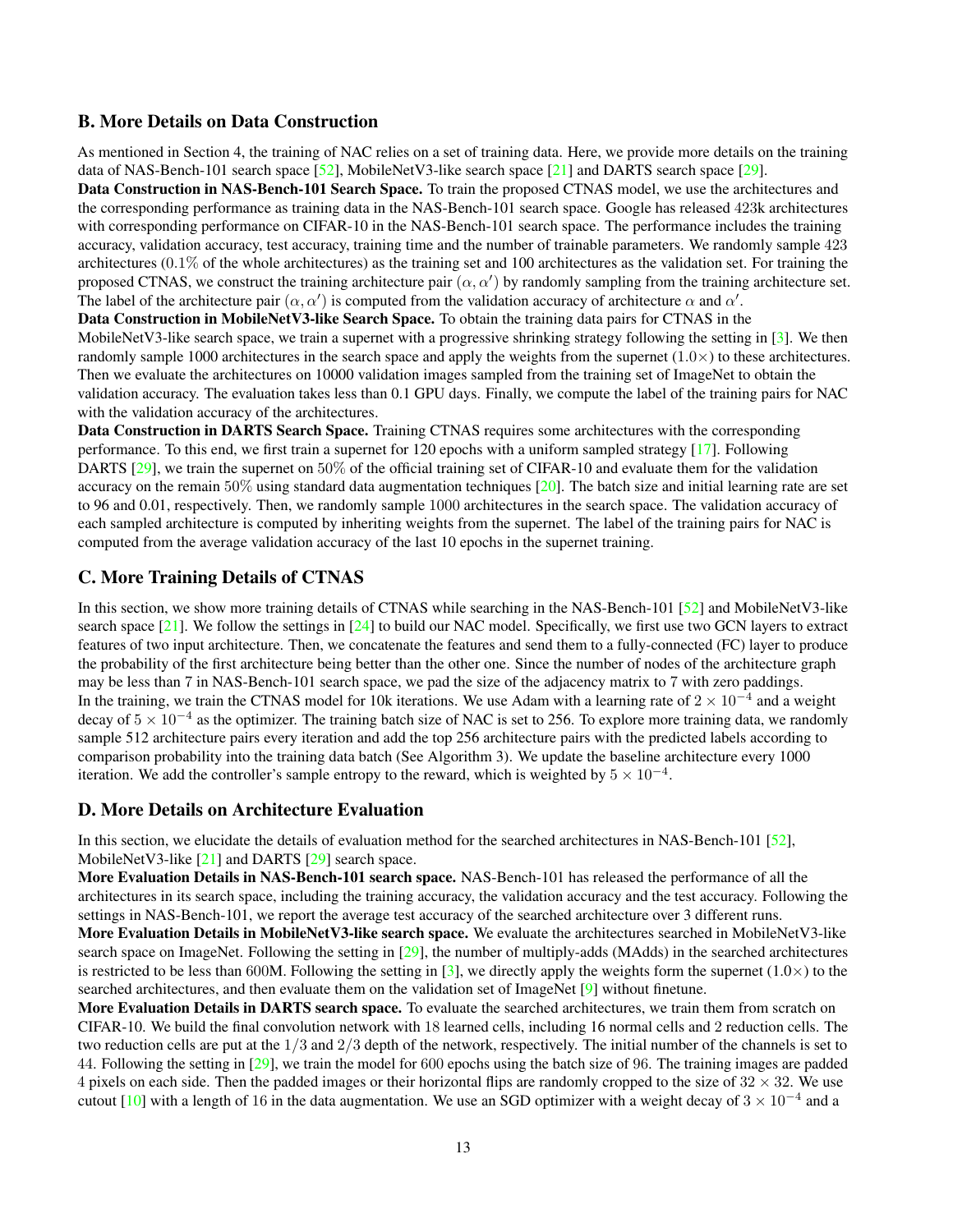## B. More Details on Data Construction

As mentioned in Section 4, the training of NAC relies on a set of training data. Here, we provide more details on the training data of NAS-Bench-101 search space [52], MobileNetV3-like search space [21] and DARTS search space [29].

**Data Construction in NAS-Bench-101 Search Space.** To train the proposed CTNAS model, we use the architectures and the corresponding performance as training data in the NAS-Bench-101 search space. Google has released 423k architectures with corresponding performance on CIFAR-10 in the NAS-Bench-101 search space. The performance includes the training accuracy, validation accuracy, test accuracy, training time and the number of trainable parameters. We randomly sample 423 architectures (0.1% of the whole architectures) as the training set and 100 architectures as the validation set. For training the proposed CTNAS, we construct the training architecture pair $(\alpha, \alpha')$ by randomly sampling from the training architecture set. The label of the architecture pair $(\alpha, \alpha')$ is computed from the validation accuracy of architecture $\alpha$ and $\alpha'$.

**Data Construction in MobileNetV3-like Search Space.** To obtain the training data pairs for CTNAS in the MobileNetV3-like search space, we train a supernet with a progressive shrinking strategy following the setting in [3]. We then randomly sample 1000 architectures in the search space and apply the weights from the supernet ($1.0\times$) to these architectures. Then we evaluate the architectures on 10000 validation images sampled from the training set of ImageNet to obtain the validation accuracy. The evaluation takes less than 0.1 GPU days. Finally, we compute the label of the training pairs for NAC with the validation accuracy of the architectures.

**Data Construction in DARTS Search Space.** Training CTNAS requires some architectures with the corresponding performance. To this end, we first train a supernet for 120 epochs with a uniform sampled strategy [17]. Following DARTS [29], we train the supernet on 50% of the official training set of CIFAR-10 and evaluate them for the validation accuracy on the remain 50% using standard data augmentation techniques [20]. The batch size and initial learning rate are set to 96 and 0.01, respectively. Then, we randomly sample 1000 architectures in the search space. The validation accuracy of each sampled architecture is computed by inheriting weights from the supernet. The label of the training pairs for NAC is computed from the average validation accuracy of the last 10 epochs in the supernet training.

## C. More Training Details of CTNAS

In this section, we show more training details of CTNAS while searching in the NAS-Bench-101 [52] and MobileNetV3-like search space [21]. We follow the settings in [24] to build our NAC model. Specifically, we first use two GCN layers to extract features of two input architecture. Then, we concatenate the features and send them to a fully-connected (FC) layer to produce the probability of the first architecture being better than the other one. Since the number of nodes of the architecture graph may be less than 7 in NAS-Bench-101 search space, we pad the size of the adjacency matrix to 7 with zero paddings. In the training, we train the CTNAS model for 10k iterations. We use Adam with a learning rate of $2 \times 10^{-4}$ and a weight decay of $5 \times 10^{-4}$ as the optimizer. The training batch size of NAC is set to 256. To explore more training data, we randomly sample 512 architecture pairs every iteration and add the top 256 architecture pairs with the predicted labels according to comparison probability into the training data batch (See Algorithm 3). We update the baseline architecture every 1000 iteration. We add the controller's sample entropy to the reward, which is weighted by $5 \times 10^{-4}$.

## D. More Details on Architecture Evaluation

In this section, we elucidate the details of evaluation method for the searched architectures in NAS-Bench-101 [52], MobileNetV3-like [21] and DARTS [29] search space.

**More Evaluation Details in NAS-Bench-101 search space.** NAS-Bench-101 has released the performance of all the architectures in its search space, including the training accuracy, the validation accuracy and the test accuracy. Following the settings in NAS-Bench-101, we report the average test accuracy of the searched architecture over 3 different runs.

**More Evaluation Details in MobileNetV3-like search space.** We evaluate the architectures searched in MobileNetV3-like search space on ImageNet. Following the setting in [29], the number of multiply-adds (MAdds) in the searched architectures is restricted to be less than 600M. Following the setting in [3], we directly apply the weights form the supernet ($1.0\times$) to the searched architectures, and then evaluate them on the validation set of ImageNet [9] without finetune.

**More Evaluation Details in DARTS search space.** To evaluate the searched architectures, we train them from scratch on CIFAR-10. We build the final convolution network with 18 learned cells, including 16 normal cells and 2 reduction cells. The two reduction cells are put at the $1/3$ and $2/3$ depth of the network, respectively. The initial number of the channels is set to 44. Following the setting in [29], we train the model for 600 epochs using the batch size of 96. The training images are padded 4 pixels on each side. Then the padded images or their horizontal flips are randomly cropped to the size of $32 \times 32$. We use cutout [10] with a length of 16 in the data augmentation. We use an SGD optimizer with a weight decay of $3 \times 10^{-4}$ and a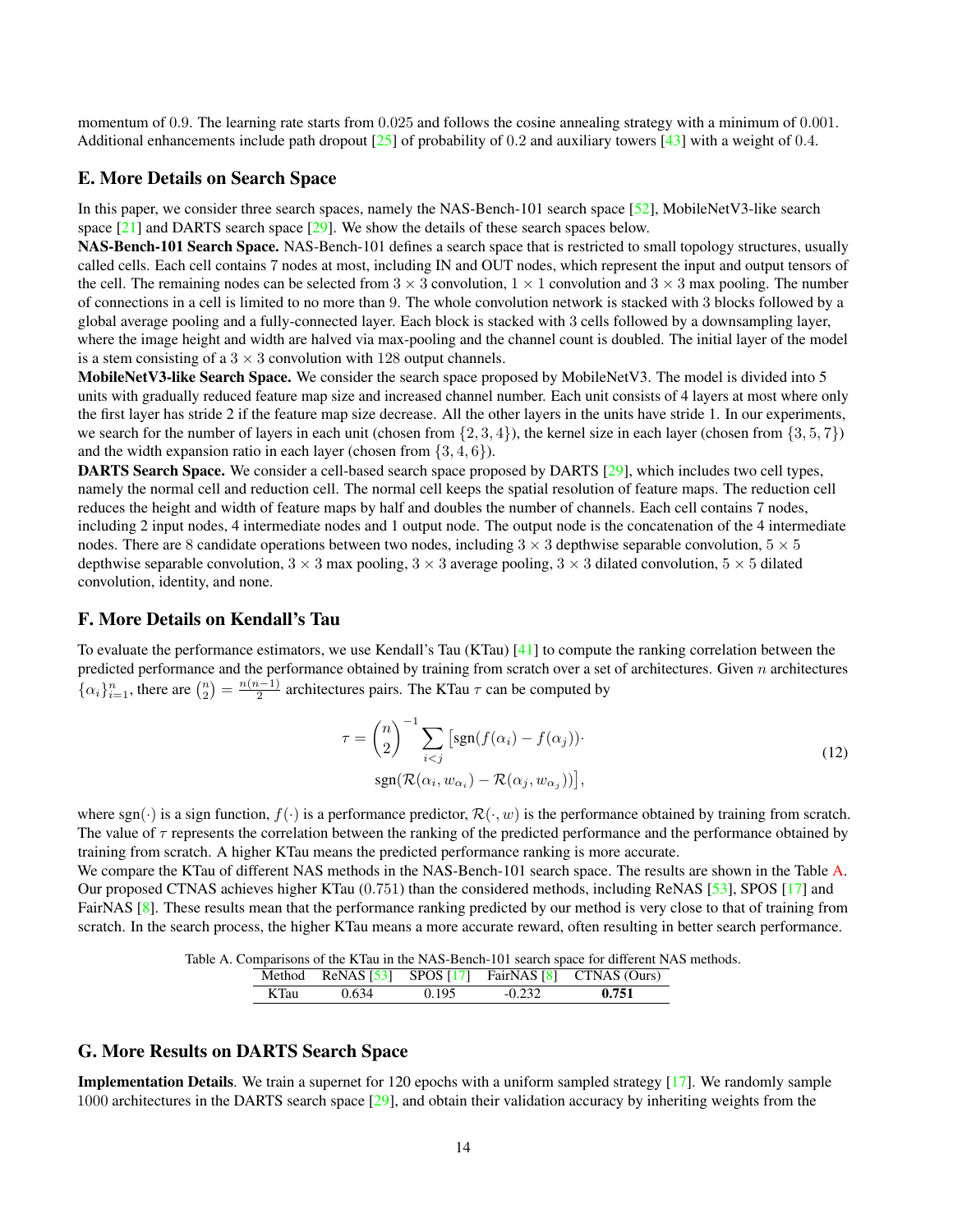momentum of 0.9. The learning rate starts from 0.025 and follows the cosine annealing strategy with a minimum of 0.001. Additional enhancements include path dropout [25] of probability of 0.2 and auxiliary towers [43] with a weight of 0.4.

## E. More Details on Search Space

In this paper, we consider three search spaces, namely the NAS-Bench-101 search space [52], MobileNetV3-like search space [21] and DARTS search space [29]. We show the details of these search spaces below.

**NAS-Bench-101 Search Space.** NAS-Bench-101 defines a search space that is restricted to small topology structures, usually called cells. Each cell contains 7 nodes at most, including IN and OUT nodes, which represent the input and output tensors of the cell. The remaining nodes can be selected from $3 \times 3$ convolution, $1 \times 1$ convolution and $3 \times 3$ max pooling. The number of connections in a cell is limited to no more than 9. The whole convolution network is stacked with 3 blocks followed by a global average pooling and a fully-connected layer. Each block is stacked with 3 cells followed by a downsampling layer, where the image height and width are halved via max-pooling and the channel count is doubled. The initial layer of the model is a stem consisting of a $3 \times 3$ convolution with 128 output channels.

**MobileNetV3-like Search Space.** We consider the search space proposed by MobileNetV3. The model is divided into 5 units with gradually reduced feature map size and increased channel number. Each unit consists of 4 layers at most where only the first layer has stride 2 if the feature map size decrease. All the other layers in the units have stride 1. In our experiments, we search for the number of layers in each unit (chosen from $\{2, 3, 4\}$), the kernel size in each layer (chosen from $\{3, 5, 7\}$) and the width expansion ratio in each layer (chosen from $\{3, 4, 6\}$).

**DARTS Search Space.** We consider a cell-based search space proposed by DARTS [29], which includes two cell types, namely the normal cell and reduction cell. The normal cell keeps the spatial resolution of feature maps. The reduction cell reduces the height and width of feature maps by half and doubles the number of channels. Each cell contains 7 nodes, including 2 input nodes, 4 intermediate nodes and 1 output node. The output node is the concatenation of the 4 intermediate nodes. There are 8 candidate operations between two nodes, including $3 \times 3$ depthwise separable convolution, $5 \times 5$ depthwise separable convolution, $3 \times 3$ max pooling, $3 \times 3$ average pooling, $3 \times 3$ dilated convolution, $5 \times 5$ dilated convolution, identity, and none.

## F. More Details on Kendall's Tau

To evaluate the performance estimators, we use Kendall's Tau (KTau) [41] to compute the ranking correlation between the predicted performance and the performance obtained by training from scratch over a set of architectures. Given $n$ architectures $\{\alpha_i\}_{i=1}^n$, there are $\binom{n}{2} = \frac{n(n-1)}{2}$ architectures pairs. The KTau $\tau$ can be computed by

$$
\begin{aligned}
\tau = \binom{n}{2}^{-1} \sum_{i<j} \big[ & \mathrm{sgn}(f(\alpha_i) - f(\alpha_j)) \cdot \\
& \mathrm{sgn}(\mathcal{R}(\alpha_i, w_{\alpha_i}) - \mathcal{R}(\alpha_j, w_{\alpha_j})) \big],
\end{aligned} \tag{12}
$$

where $\mathrm{sgn}(\cdot)$ is a sign function, $f(\cdot)$ is a performance predictor, $\mathcal{R}(\cdot, w)$ is the performance obtained by training from scratch. The value of $\tau$ represents the correlation between the ranking of the predicted performance and the performance obtained by training from scratch. A higher KTau means the predicted performance ranking is more accurate.

We compare the KTau of different NAS methods in the NAS-Bench-101 search space. The results are shown in the Table A. Our proposed CTNAS achieves higher KTau (0.751) than the considered methods, including ReNAS [53], SPOS [17] and FairNAS [8]. These results mean that the performance ranking predicted by our method is very close to that of training from scratch. In the search process, the higher KTau means a more accurate reward, often resulting in better search performance.

Table A. Comparisons of the KTau in the NAS-Bench-101 search space for different NAS methods.

| Method | ReNAS [53] | SPOS [17] | FairNAS [8] | CTNAS (Ours) |
|---|---|---|---|---|
| KTau | 0.634 | 0.195 | -0.232 | **0.751** |

## G. More Results on DARTS Search Space

**Implementation Details**. We train a supernet for 120 epochs with a uniform sampled strategy [17]. We randomly sample 1000 architectures in the DARTS search space [29], and obtain their validation accuracy by inheriting weights from the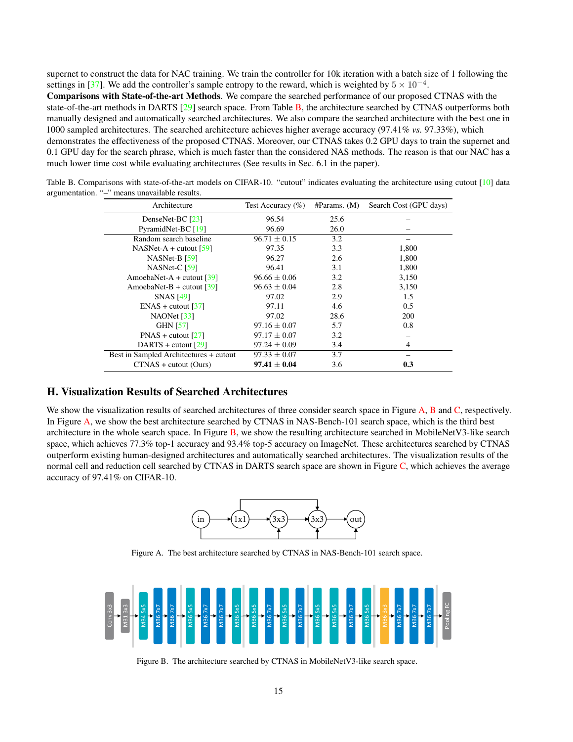supernet to construct the data for NAC training. We train the controller for 10k iteration with a batch size of 1 following the settings in [37]. We add the controller's sample entropy to the reward, which is weighted by $5 \times 10^{-4}$.

**Comparisons with State-of-the-art Methods**. We compare the searched performance of our proposed CTNAS with the state-of-the-art methods in DARTS [29] search space. From Table B, the architecture searched by CTNAS outperforms both manually designed and automatically searched architectures. We also compare the searched architecture with the best one in 1000 sampled architectures. The searched architecture achieves higher average accuracy (97.41% *vs.* 97.33%), which demonstrates the effectiveness of the proposed CTNAS. Moreover, our CTNAS takes 0.2 GPU days to train the supernet and 0.1 GPU day for the search phrase, which is much faster than the considered NAS methods. The reason is that our NAC has a much lower time cost while evaluating architectures (See results in Sec. 6.1 in the paper).

Table B. Comparisons with state-of-the-art models on CIFAR-10. "cutout" indicates evaluating the architecture using cutout [10] data argumentation. "–" means unavailable results.

| Architecture | Test Accuracy (%) | #Params. (M) | Search Cost (GPU days) |
|---|---|---|---|
| DenseNet-BC [23] | 96.54 | 25.6 | – |
| PyramidNet-BC [19] | 96.69 | 26.0 | – |
| Random search baseline | $96.71 \pm 0.15$ | 3.2 | – |
| NASNet-A + cutout [59] | 97.35 | 3.3 | 1,800 |
| NASNet-B [59] | 96.27 | 2.6 | 1,800 |
| NASNet-C [59] | 96.41 | 3.1 | 1,800 |
| AmoebaNet-A + cutout [39] | $96.66 \pm 0.06$ | 3.2 | 3,150 |
| AmoebaNet-B + cutout [39] | $96.63 \pm 0.04$ | 2.8 | 3,150 |
| SNAS [49] | 97.02 | 2.9 | 1.5 |
| ENAS + cutout [37] | 97.11 | 4.6 | 0.5 |
| NAONet [33] | 97.02 | 28.6 | 200 |
| GHN [57] | $97.16 \pm 0.07$ | 5.7 | 0.8 |
| PNAS + cutout [27] | $97.17 \pm 0.07$ | 3.2 | – |
| DARTS + cutout [29] | $97.24 \pm 0.09$ | 3.4 | 4 |
| Best in Sampled Architectures + cutout | $97.33 \pm 0.07$ | 3.7 | – |
| CTNAS + cutout (Ours) | $\mathbf{97.41} \pm \mathbf{0.04}$ | 3.6 | **0.3** |

## H. Visualization Results of Searched Architectures

We show the visualization results of searched architectures of three consider search space in Figure A, B and C, respectively. In Figure A, we show the best architecture searched by CTNAS in NAS-Bench-101 search space, which is the third best architecture in the whole search space. In Figure B, we show the resulting architecture searched in MobileNetV3-like search space, which achieves 77.3% top-1 accuracy and 93.4% top-5 accuracy on ImageNet. These architectures searched by CTNAS outperform existing human-designed architectures and automatically searched architectures. The visualization results of the normal cell and reduction cell searched by CTNAS in DARTS search space are shown in Figure C, which achieves the average accuracy of 97.41% on CIFAR-10.

Figure A. The best architecture searched by CTNAS in NAS-Bench-101 search space.

Figure B. The architecture searched by CTNAS in MobileNetV3-like search space.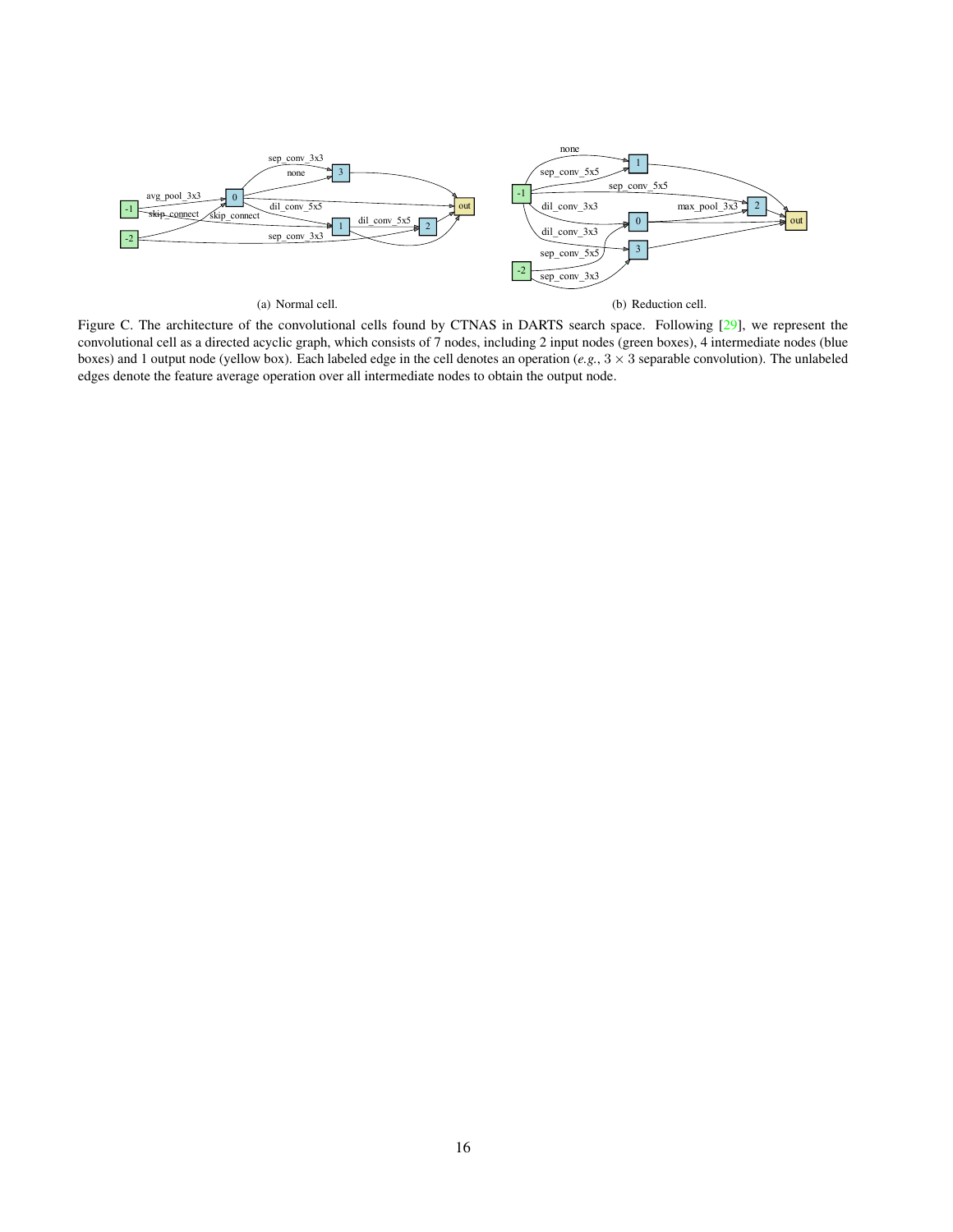avg_pool_3x3
-1
skip_connect
-2
0
sep_conv_3x3
none
3
skip_connect
dil_conv_5x5
1
dil_conv_5x5
2
sep_conv_3x3
out

(a) Normal cell.

none
sep_conv_5x5
1
-1
sep_conv_5x5
dil_conv_3x3
0
max_pool_3x3
2
out
dil_conv_3x3
3
sep_conv_5x5
-2
sep_conv_3x3

(b) Reduction cell.

Figure C. The architecture of the convolutional cells found by CTNAS in DARTS search space. Following [29], we represent the convolutional cell as a directed acyclic graph, which consists of 7 nodes, including 2 input nodes (green boxes), 4 intermediate nodes (blue boxes) and 1 output node (yellow box). Each labeled edge in the cell denotes an operation (*e.g.*, $3 \times 3$ separable convolution). The unlabeled edges denote the feature average operation over all intermediate nodes to obtain the output node.